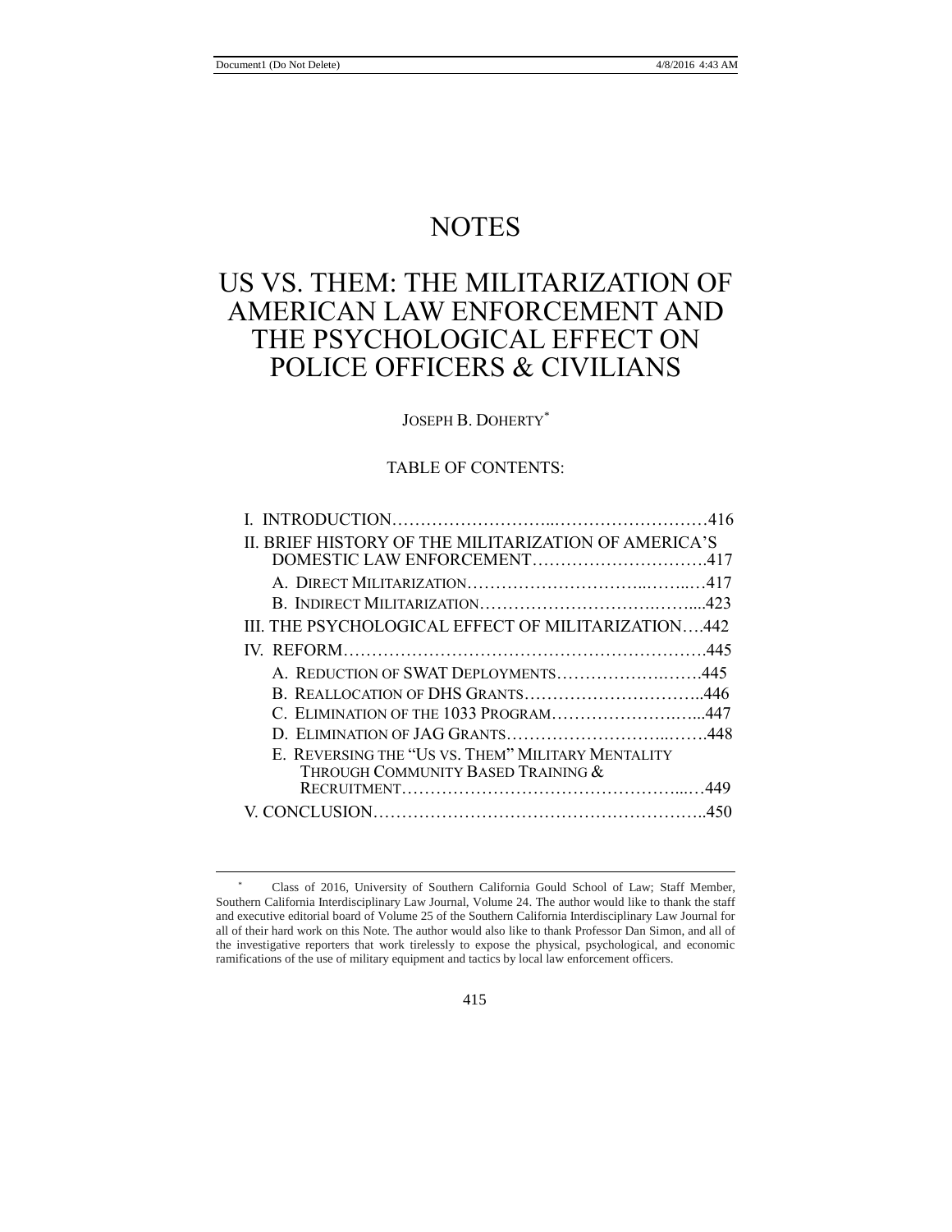# NOTES

# US VS. THEM: THE MILITARIZATION OF AMERICAN LAW ENFORCEMENT AND THE PSYCHOLOGICAL EFFECT ON POLICE OFFICERS & CIVILIANS

JOSEPH B. DOHERTY*

TABLE OF CONTENTS:

I. INTRODUCTION……………………..………………………416

II. BRIEF HISTORY OF THE MILITARIZATION OF AMERICA'S DOMESTIC LAW ENFORCEMENT………………………….417

- A. DIRECT MILITARIZATION………………………..……..…417
- B. INDIRECT MILITARIZATION…………………………….…....423

III. THE PSYCHOLOGICAL EFFECT OF MILITARIZATION….442

IV. REFORM………………………………………………………445

- A. REDUCTION OF SWAT DEPLOYMENTS……………….…….445
- B. REALLOCATION OF DHS GRANTS…………………………..446
- C. ELIMINATION OF THE 1033 PROGRAM…………………….…...447
- D. ELIMINATION OF JAG GRANTS……………………..…….448
- E. REVERSING THE "US VS. THEM" MILITARY MENTALITY THROUGH COMMUNITY BASED TRAINING & RECRUITMENT……………………………………………...…449

V. CONCLUSION……………………………….………………..450

---

\* Class of 2016, University of Southern California Gould School of Law; Staff Member, Southern California Interdisciplinary Law Journal, Volume 24. The author would like to thank the staff and executive editorial board of Volume 25 of the Southern California Interdisciplinary Law Journal for all of their hard work on this Note. The author would also like to thank Professor Dan Simon, and all of the investigative reporters that work tirelessly to expose the physical, psychological, and economic ramifications of the use of military equipment and tactics by local law enforcement officers.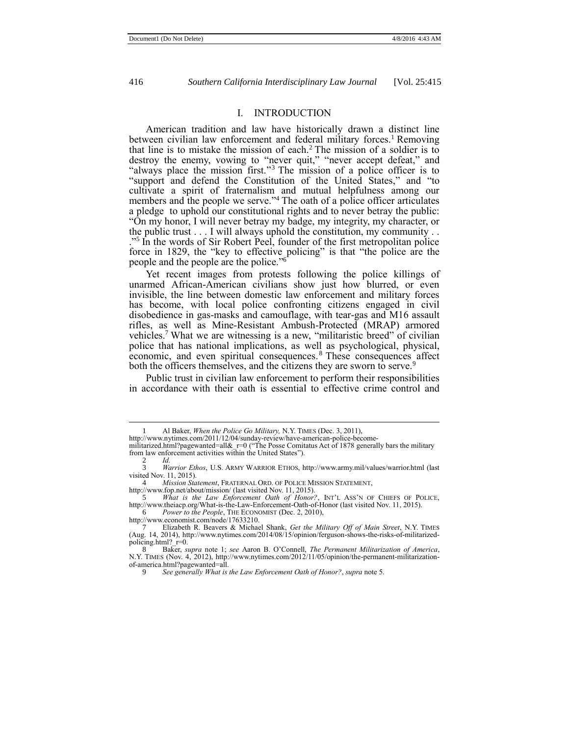## I. INTRODUCTION

American tradition and law have historically drawn a distinct line between civilian law enforcement and federal military forces.[1] Removing that line is to mistake the mission of each.[2] The mission of a soldier is to destroy the enemy, vowing to "never quit," "never accept defeat," and "always place the mission first."[3] The mission of a police officer is to "support and defend the Constitution of the United States," and "to cultivate a spirit of fraternalism and mutual helpfulness among our members and the people we serve."[4] The oath of a police officer articulates a pledge to uphold our constitutional rights and to never betray the public: "On my honor, I will never betray my badge, my integrity, my character, or the public trust . . . I will always uphold the constitution, my community . . . ."[5] In the words of Sir Robert Peel, founder of the first metropolitan police force in 1829, the "key to effective policing" is that "the police are the people and the people are the police."[6]

Yet recent images from protests following the police killings of unarmed African-American civilians show just how blurred, or even invisible, the line between domestic law enforcement and military forces has become, with local police confronting citizens engaged in civil disobedience in gas-masks and camouflage, with tear-gas and M16 assault rifles, as well as Mine-Resistant Ambush-Protected (MRAP) armored vehicles.[7] What we are witnessing is a new, "militaristic breed" of civilian police that has national implications, as well as psychological, physical, economic, and even spiritual consequences.[8] These consequences affect both the officers themselves, and the citizens they are sworn to serve.[9]

Public trust in civilian law enforcement to perform their responsibilities in accordance with their oath is essential to effective crime control and

---

1 Al Baker, *When the Police Go Military,* N.Y. TIMES (Dec. 3, 2011), http://www.nytimes.com/2011/12/04/sunday-review/have-american-police-become-militarized.html?pagewanted=all&_r=0 ("The Posse Comitatus Act of 1878 generally bars the military from law enforcement activities within the United States").

2 *Id.*

3 *Warrior Ethos*, U.S. ARMY WARRIOR ETHOS, http://www.army.mil/values/warrior.html (last visited Nov. 11, 2015).

4 *Mission Statement*, FRATERNAL ORD. OF POLICE MISSION STATEMENT, http://www.fop.net/about/mission/ (last visited Nov. 11, 2015).

5 *What is the Law Enforcement Oath of Honor?*, INT'L ASS'N OF CHIEFS OF POLICE, http://www.theiacp.org/What-is-the-Law-Enforcement-Oath-of-Honor (last visited Nov. 11, 2015).

6 *Power to the People*, THE ECONOMIST (Dec. 2, 2010), http://www.economist.com/node/17633210.

7 Elizabeth R. Beavers & Michael Shank, *Get the Military Off of Main Street*, N.Y. TIMES (Aug. 14, 2014), http://www.nytimes.com/2014/08/15/opinion/ferguson-shows-the-risks-of-militarized-policing.html?_r=0.

8 Baker, *supra* note 1; *see* Aaron B. O'Connell, *The Permanent Militarization of America*, N.Y. TIMES (Nov. 4, 2012), http://www.nytimes.com/2012/11/05/opinion/the-permanent-militarization-of-america.html?pagewanted=all.

9 *See generally What is the Law Enforcement Oath of Honor?*, *supra* note 5.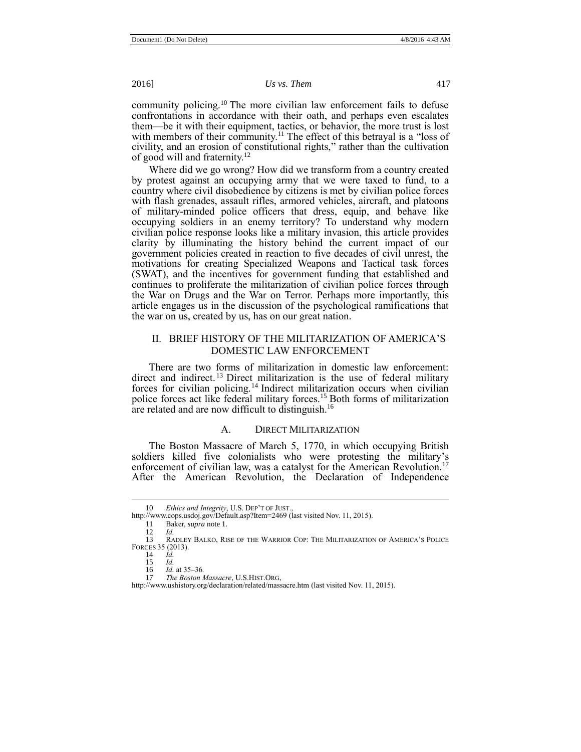community policing.[10] The more civilian law enforcement fails to defuse confrontations in accordance with their oath, and perhaps even escalates them—be it with their equipment, tactics, or behavior, the more trust is lost with members of their community.[11] The effect of this betrayal is a "loss of civility, and an erosion of constitutional rights," rather than the cultivation of good will and fraternity.[12]

Where did we go wrong? How did we transform from a country created by protest against an occupying army that we were taxed to fund, to a country where civil disobedience by citizens is met by civilian police forces with flash grenades, assault rifles, armored vehicles, aircraft, and platoons of military-minded police officers that dress, equip, and behave like occupying soldiers in an enemy territory? To understand why modern civilian police response looks like a military invasion, this article provides clarity by illuminating the history behind the current impact of our government policies created in reaction to five decades of civil unrest, the motivations for creating Specialized Weapons and Tactical task forces (SWAT), and the incentives for government funding that established and continues to proliferate the militarization of civilian police forces through the War on Drugs and the War on Terror. Perhaps more importantly, this article engages us in the discussion of the psychological ramifications that the war on us, created by us, has on our great nation.

## II. BRIEF HISTORY OF THE MILITARIZATION OF AMERICA'S DOMESTIC LAW ENFORCEMENT

There are two forms of militarization in domestic law enforcement: direct and indirect.[13] Direct militarization is the use of federal military forces for civilian policing.[14] Indirect militarization occurs when civilian police forces act like federal military forces.[15] Both forms of militarization are related and are now difficult to distinguish.[16]

### A. DIRECT MILITARIZATION

The Boston Massacre of March 5, 1770, in which occupying British soldiers killed five colonialists who were protesting the military's enforcement of civilian law, was a catalyst for the American Revolution.[17] After the American Revolution, the Declaration of Independence

---

10 *Ethics and Integrity*, U.S. DEP'T OF JUST., http://www.cops.usdoj.gov/Default.asp?Item=2469 (last visited Nov. 11, 2015).

11 Baker, *supra* note 1.

12 *Id.*

13 RADLEY BALKO, RISE OF THE WARRIOR COP: THE MILITARIZATION OF AMERICA'S POLICE FORCES 35 (2013).

14 *Id.*

15 *Id.*

16 *Id.* at 35–36.

17 *The Boston Massacre*, U.S.HIST.ORG, http://www.ushistory.org/declaration/related/massacre.htm (last visited Nov. 11, 2015).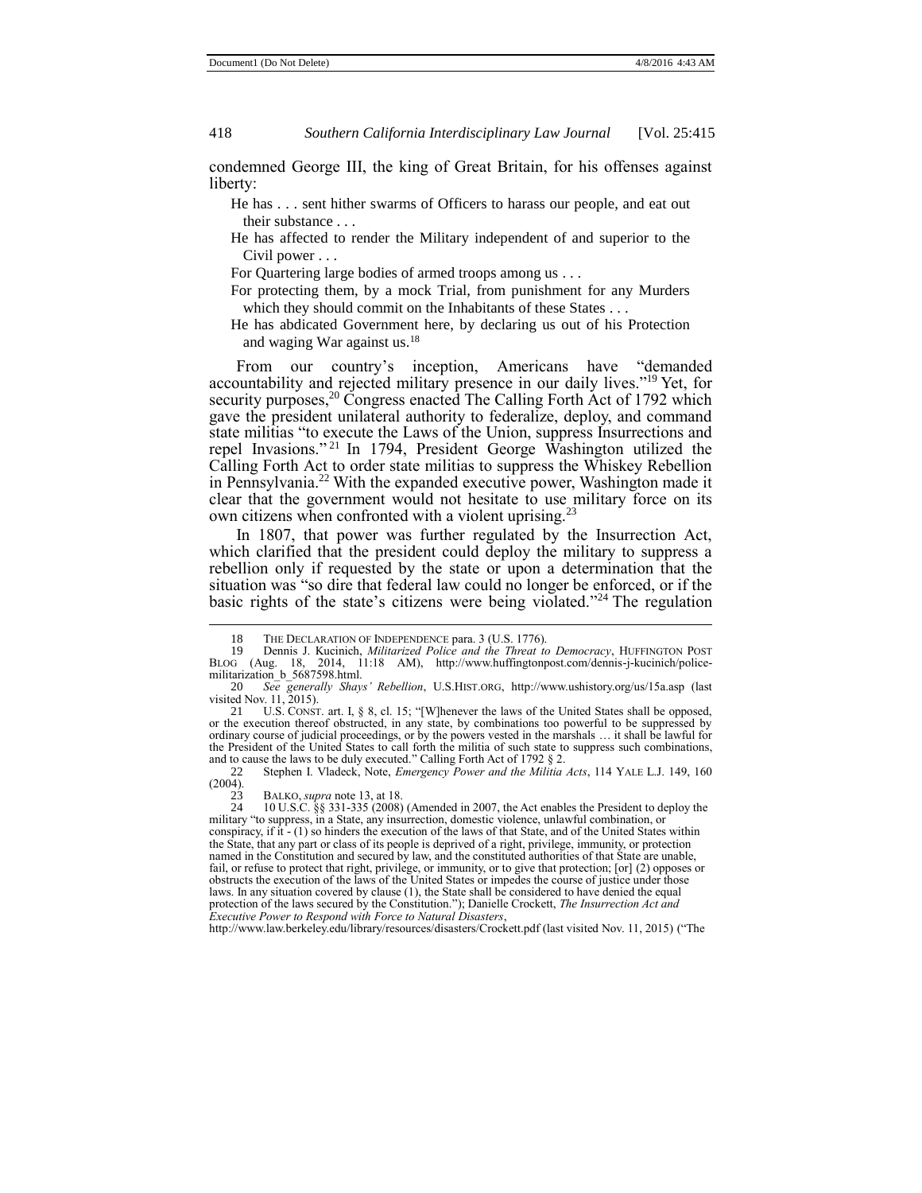condemned George III, the king of Great Britain, for his offenses against liberty:

> He has . . . sent hither swarms of Officers to harass our people, and eat out their substance . . .
>
> He has affected to render the Military independent of and superior to the Civil power . . .
>
> For Quartering large bodies of armed troops among us . . .
>
> For protecting them, by a mock Trial, from punishment for any Murders which they should commit on the Inhabitants of these States . . .
>
> He has abdicated Government here, by declaring us out of his Protection and waging War against us.[18]

From our country's inception, Americans have "demanded accountability and rejected military presence in our daily lives."[19] Yet, for security purposes,[20] Congress enacted The Calling Forth Act of 1792 which gave the president unilateral authority to federalize, deploy, and command state militias "to execute the Laws of the Union, suppress Insurrections and repel Invasions."[21] In 1794, President George Washington utilized the Calling Forth Act to order state militias to suppress the Whiskey Rebellion in Pennsylvania.[22] With the expanded executive power, Washington made it clear that the government would not hesitate to use military force on its own citizens when confronted with a violent uprising.[23]

In 1807, that power was further regulated by the Insurrection Act, which clarified that the president could deploy the military to suppress a rebellion only if requested by the state or upon a determination that the situation was "so dire that federal law could no longer be enforced, or if the basic rights of the state's citizens were being violated."[24] The regulation

---

18 THE DECLARATION OF INDEPENDENCE para. 3 (U.S. 1776).

19 Dennis J. Kucinich, *Militarized Police and the Threat to Democracy*, HUFFINGTON POST BLOG (Aug. 18, 2014, 11:18 AM), http://www.huffingtonpost.com/dennis-j-kucinich/police-militarization_b_5687598.html.

20 *See generally Shays' Rebellion*, U.S.HIST.ORG, http://www.ushistory.org/us/15a.asp (last visited Nov. 11, 2015).

21 U.S. CONST. art. I, § 8, cl. 15; "[W]henever the laws of the United States shall be opposed, or the execution thereof obstructed, in any state, by combinations too powerful to be suppressed by ordinary course of judicial proceedings, or by the powers vested in the marshals … it shall be lawful for the President of the United States to call forth the militia of such state to suppress such combinations, and to cause the laws to be duly executed." Calling Forth Act of 1792 § 2.

22 Stephen I. Vladeck, Note, *Emergency Power and the Militia Acts*, 114 YALE L.J. 149, 160 (2004).

23 BALKO, *supra* note 13, at 18.

24 10 U.S.C. §§ 331-335 (2008) (Amended in 2007, the Act enables the President to deploy the military "to suppress, in a State, any insurrection, domestic violence, unlawful combination, or conspiracy, if it - (1) so hinders the execution of the laws of that State, and of the United States within the State, that any part or class of its people is deprived of a right, privilege, immunity, or protection named in the Constitution and secured by law, and the constituted authorities of that State are unable, fail, or refuse to protect that right, privilege, or immunity, or to give that protection; [or] (2) opposes or obstructs the execution of the laws of the United States or impedes the course of justice under those laws. In any situation covered by clause (1), the State shall be considered to have denied the equal protection of the laws secured by the Constitution."); Danielle Crockett, *The Insurrection Act and Executive Power to Respond with Force to Natural Disasters*, http://www.law.berkeley.edu/library/resources/disasters/Crockett.pdf (last visited Nov. 11, 2015) ("The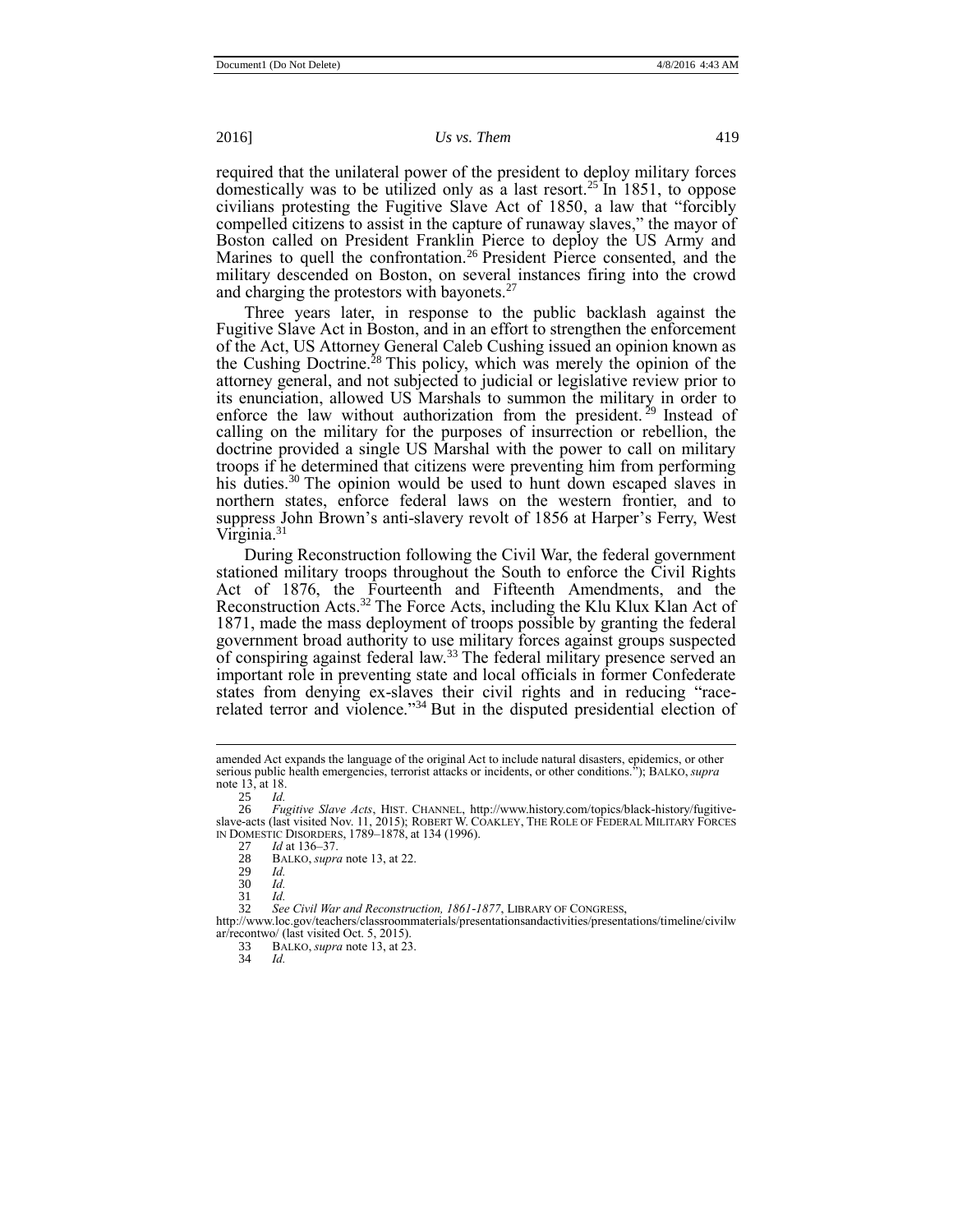required that the unilateral power of the president to deploy military forces domestically was to be utilized only as a last resort.[25] In 1851, to oppose civilians protesting the Fugitive Slave Act of 1850, a law that "forcibly compelled citizens to assist in the capture of runaway slaves," the mayor of Boston called on President Franklin Pierce to deploy the US Army and Marines to quell the confrontation.[26] President Pierce consented, and the military descended on Boston, on several instances firing into the crowd and charging the protestors with bayonets.[27]

Three years later, in response to the public backlash against the Fugitive Slave Act in Boston, and in an effort to strengthen the enforcement of the Act, US Attorney General Caleb Cushing issued an opinion known as the Cushing Doctrine.[28] This policy, which was merely the opinion of the attorney general, and not subjected to judicial or legislative review prior to its enunciation, allowed US Marshals to summon the military in order to enforce the law without authorization from the president.[29] Instead of calling on the military for the purposes of insurrection or rebellion, the doctrine provided a single US Marshal with the power to call on military troops if he determined that citizens were preventing him from performing his duties.[30] The opinion would be used to hunt down escaped slaves in northern states, enforce federal laws on the western frontier, and to suppress John Brown's anti-slavery revolt of 1856 at Harper's Ferry, West Virginia.[31]

During Reconstruction following the Civil War, the federal government stationed military troops throughout the South to enforce the Civil Rights Act of 1876, the Fourteenth and Fifteenth Amendments, and the Reconstruction Acts.[32] The Force Acts, including the Klu Klux Klan Act of 1871, made the mass deployment of troops possible by granting the federal government broad authority to use military forces against groups suspected of conspiring against federal law.[33] The federal military presence served an important role in preventing state and local officials in former Confederate states from denying ex-slaves their civil rights and in reducing "race-related terror and violence."[34] But in the disputed presidential election of

---

amended Act expands the language of the original Act to include natural disasters, epidemics, or other serious public health emergencies, terrorist attacks or incidents, or other conditions."); BALKO, *supra* note 13, at 18.

25 *Id.*

26 *Fugitive Slave Acts*, HIST. CHANNEL, http://www.history.com/topics/black-history/fugitive-slave-acts (last visited Nov. 11, 2015); ROBERT W. COAKLEY, THE ROLE OF FEDERAL MILITARY FORCES IN DOMESTIC DISORDERS, 1789–1878, at 134 (1996).

27 *Id* at 136–37.

28 BALKO, *supra* note 13, at 22.

29 *Id.*

30 *Id.*

31 *Id.*

32 *See Civil War and Reconstruction, 1861-1877*, LIBRARY OF CONGRESS, http://www.loc.gov/teachers/classroommaterials/presentationsandactivities/presentations/timeline/civilwar/recontwo/ (last visited Oct. 5, 2015).

33 BALKO, *supra* note 13, at 23.

34 *Id.*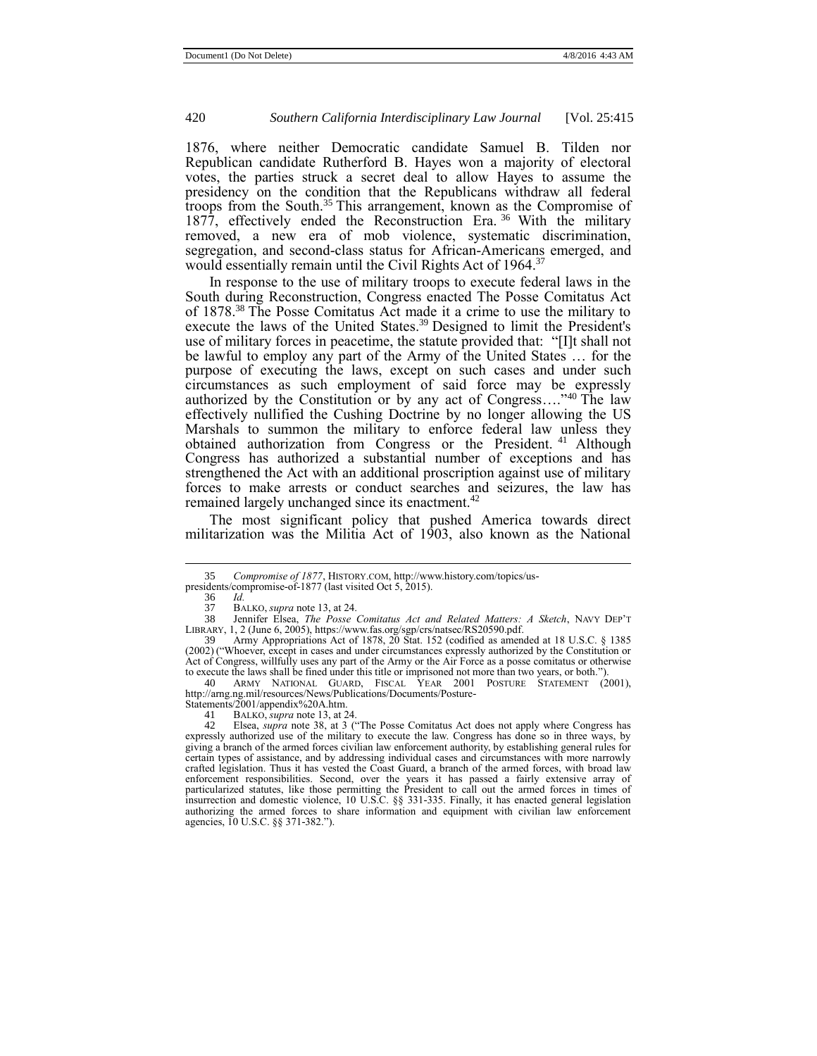1876, where neither Democratic candidate Samuel B. Tilden nor Republican candidate Rutherford B. Hayes won a majority of electoral votes, the parties struck a secret deal to allow Hayes to assume the presidency on the condition that the Republicans withdraw all federal troops from the South.[35] This arrangement, known as the Compromise of 1877, effectively ended the Reconstruction Era.[36] With the military removed, a new era of mob violence, systematic discrimination, segregation, and second-class status for African-Americans emerged, and would essentially remain until the Civil Rights Act of 1964.[37]

In response to the use of military troops to execute federal laws in the South during Reconstruction, Congress enacted The Posse Comitatus Act of 1878.[38] The Posse Comitatus Act made it a crime to use the military to execute the laws of the United States.[39] Designed to limit the President's use of military forces in peacetime, the statute provided that: "[I]t shall not be lawful to employ any part of the Army of the United States … for the purpose of executing the laws, except on such cases and under such circumstances as such employment of said force may be expressly authorized by the Constitution or by any act of Congress…."[40] The law effectively nullified the Cushing Doctrine by no longer allowing the US Marshals to summon the military to enforce federal law unless they obtained authorization from Congress or the President.[41] Although Congress has authorized a substantial number of exceptions and has strengthened the Act with an additional proscription against use of military forces to make arrests or conduct searches and seizures, the law has remained largely unchanged since its enactment.[42]

The most significant policy that pushed America towards direct militarization was the Militia Act of 1903, also known as the National

---

35 *Compromise of 1877*, HISTORY.COM, http://www.history.com/topics/us-presidents/compromise-of-1877 (last visited Oct 5, 2015).

36 *Id.*

37 BALKO, *supra* note 13, at 24.

38 Jennifer Elsea, *The Posse Comitatus Act and Related Matters: A Sketch*, NAVY DEP'T LIBRARY, 1, 2 (June 6, 2005), https://www.fas.org/sgp/crs/natsec/RS20590.pdf.

39 Army Appropriations Act of 1878, 20 Stat. 152 (codified as amended at 18 U.S.C. § 1385 (2002) ("Whoever, except in cases and under circumstances expressly authorized by the Constitution or Act of Congress, willfully uses any part of the Army or the Air Force as a posse comitatus or otherwise to execute the laws shall be fined under this title or imprisoned not more than two years, or both.").

40 ARMY NATIONAL GUARD, FISCAL YEAR 2001 POSTURE STATEMENT (2001), http://arng.ng.mil/resources/News/Publications/Documents/Posture-Statements/2001/appendix%20A.htm.

41 BALKO, *supra* note 13, at 24.

42 Elsea, *supra* note 38, at 3 ("The Posse Comitatus Act does not apply where Congress has expressly authorized use of the military to execute the law. Congress has done so in three ways, by giving a branch of the armed forces civilian law enforcement authority, by establishing general rules for certain types of assistance, and by addressing individual cases and circumstances with more narrowly crafted legislation. Thus it has vested the Coast Guard, a branch of the armed forces, with broad law enforcement responsibilities. Second, over the years it has passed a fairly extensive array of particularized statutes, like those permitting the President to call out the armed forces in times of insurrection and domestic violence, 10 U.S.C. §§ 331-335. Finally, it has enacted general legislation authorizing the armed forces to share information and equipment with civilian law enforcement agencies, 10 U.S.C. §§ 371-382.").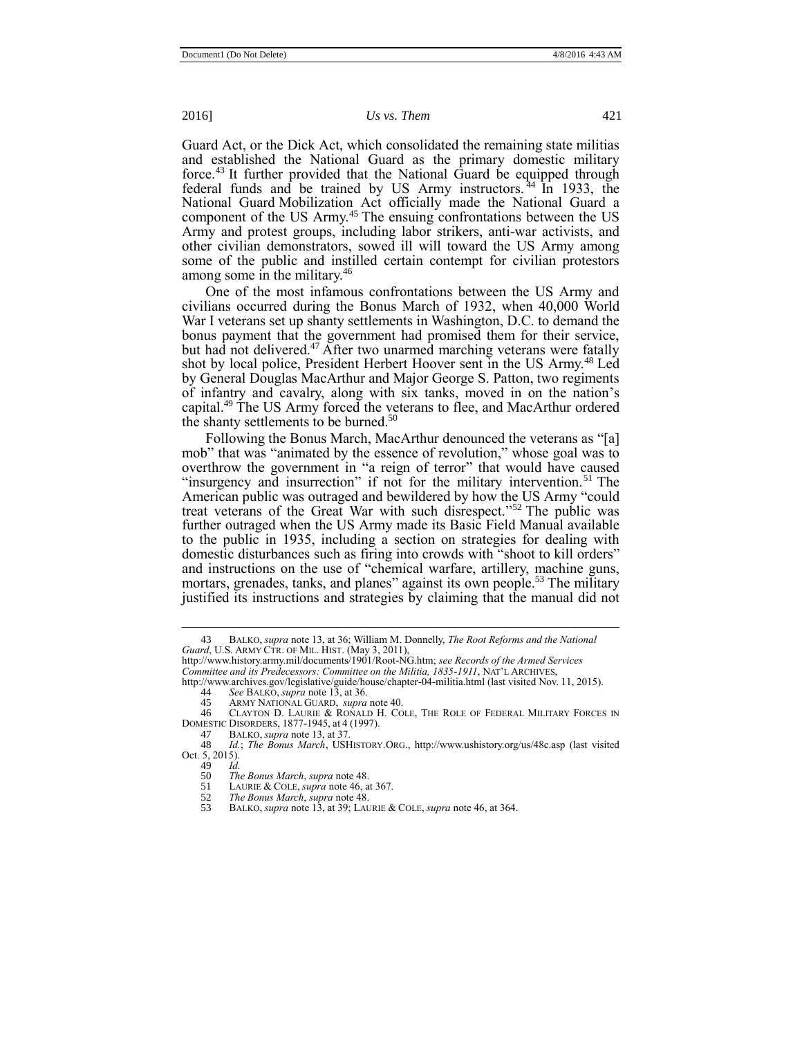Guard Act, or the Dick Act, which consolidated the remaining state militias and established the National Guard as the primary domestic military force.[43] It further provided that the National Guard be equipped through federal funds and be trained by US Army instructors.[44] In 1933, the National Guard Mobilization Act officially made the National Guard a component of the US Army.[45] The ensuing confrontations between the US Army and protest groups, including labor strikers, anti-war activists, and other civilian demonstrators, sowed ill will toward the US Army among some of the public and instilled certain contempt for civilian protestors among some in the military.[46]

One of the most infamous confrontations between the US Army and civilians occurred during the Bonus March of 1932, when 40,000 World War I veterans set up shanty settlements in Washington, D.C. to demand the bonus payment that the government had promised them for their service, but had not delivered.[47] After two unarmed marching veterans were fatally shot by local police, President Herbert Hoover sent in the US Army.[48] Led by General Douglas MacArthur and Major George S. Patton, two regiments of infantry and cavalry, along with six tanks, moved in on the nation's capital.[49] The US Army forced the veterans to flee, and MacArthur ordered the shanty settlements to be burned.[50]

Following the Bonus March, MacArthur denounced the veterans as "[a] mob" that was "animated by the essence of revolution," whose goal was to overthrow the government in "a reign of terror" that would have caused "insurgency and insurrection" if not for the military intervention.[51] The American public was outraged and bewildered by how the US Army "could treat veterans of the Great War with such disrespect."[52] The public was further outraged when the US Army made its Basic Field Manual available to the public in 1935, including a section on strategies for dealing with domestic disturbances such as firing into crowds with "shoot to kill orders" and instructions on the use of "chemical warfare, artillery, machine guns, mortars, grenades, tanks, and planes" against its own people.[53] The military justified its instructions and strategies by claiming that the manual did not

---

43 BALKO, *supra* note 13, at 36; William M. Donnelly, *The Root Reforms and the National Guard*, U.S. ARMY CTR. OF MIL. HIST. (May 3, 2011), http://www.history.army.mil/documents/1901/Root-NG.htm; *see Records of the Armed Services Committee and its Predecessors: Committee on the Militia, 1835-1911*, NAT'L ARCHIVES, http://www.archives.gov/legislative/guide/house/chapter-04-militia.html (last visited Nov. 11, 2015).

44 *See* BALKO, *supra* note 13, at 36.

45 ARMY NATIONAL GUARD, *supra* note 40.

46 CLAYTON D. LAURIE & RONALD H. COLE, THE ROLE OF FEDERAL MILITARY FORCES IN DOMESTIC DISORDERS, 1877-1945, at 4 (1997).

47 BALKO, *supra* note 13, at 37.

48 *Id.*; *The Bonus March*, USHISTORY.ORG., http://www.ushistory.org/us/48c.asp (last visited Oct. 5, 2015).

49 *Id.*

50 *The Bonus March*, *supra* note 48.

51 LAURIE & COLE, *supra* note 46, at 367.

52 *The Bonus March*, *supra* note 48.

53 BALKO, *supra* note 13, at 39; LAURIE & COLE, *supra* note 46, at 364.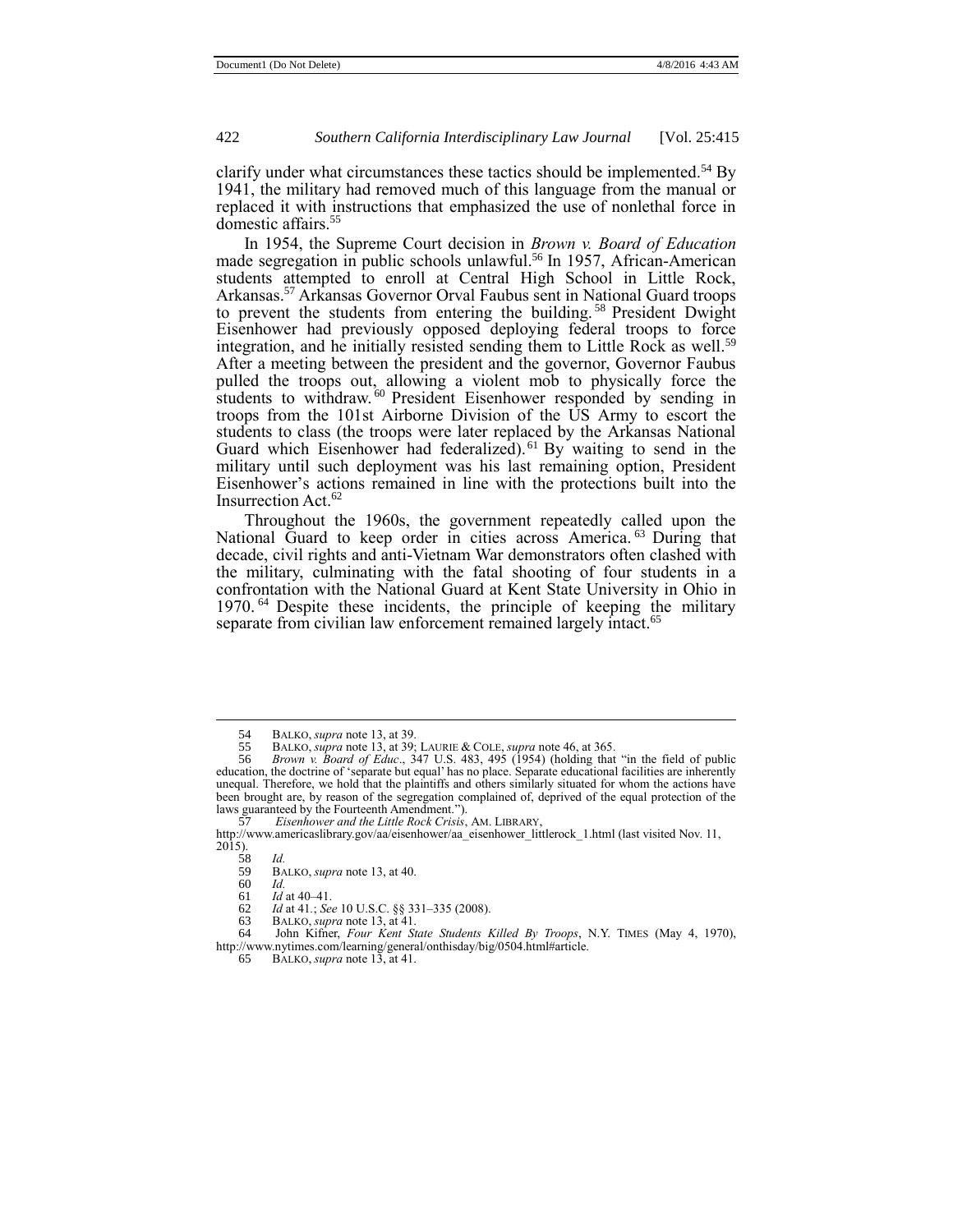clarify under what circumstances these tactics should be implemented.[54] By 1941, the military had removed much of this language from the manual or replaced it with instructions that emphasized the use of nonlethal force in domestic affairs.[55]

In 1954, the Supreme Court decision in *Brown v. Board of Education* made segregation in public schools unlawful.[56] In 1957, African-American students attempted to enroll at Central High School in Little Rock, Arkansas.[57] Arkansas Governor Orval Faubus sent in National Guard troops to prevent the students from entering the building.[58] President Dwight Eisenhower had previously opposed deploying federal troops to force integration, and he initially resisted sending them to Little Rock as well.[59] After a meeting between the president and the governor, Governor Faubus pulled the troops out, allowing a violent mob to physically force the students to withdraw.[60] President Eisenhower responded by sending in troops from the 101st Airborne Division of the US Army to escort the students to class (the troops were later replaced by the Arkansas National Guard which Eisenhower had federalized).[61] By waiting to send in the military until such deployment was his last remaining option, President Eisenhower's actions remained in line with the protections built into the Insurrection Act.[62]

Throughout the 1960s, the government repeatedly called upon the National Guard to keep order in cities across America.[63] During that decade, civil rights and anti-Vietnam War demonstrators often clashed with the military, culminating with the fatal shooting of four students in a confrontation with the National Guard at Kent State University in Ohio in 1970.[64] Despite these incidents, the principle of keeping the military separate from civilian law enforcement remained largely intact.[65]

---

54 BALKO, *supra* note 13, at 39.

55 BALKO, *supra* note 13, at 39; LAURIE & COLE, *supra* note 46, at 365.

56 *Brown v. Board of Educ*., 347 U.S. 483, 495 (1954) (holding that "in the field of public education, the doctrine of 'separate but equal' has no place. Separate educational facilities are inherently unequal. Therefore, we hold that the plaintiffs and others similarly situated for whom the actions have been brought are, by reason of the segregation complained of, deprived of the equal protection of the laws guaranteed by the Fourteenth Amendment.").

57 *Eisenhower and the Little Rock Crisis*, AM. LIBRARY, http://www.americaslibrary.gov/aa/eisenhower/aa_eisenhower_littlerock_1.html (last visited Nov. 11, 2015).

58 *Id.*

59 BALKO, *supra* note 13, at 40.

60 *Id.*

61 *Id* at 40–41.

62 *Id* at 41.; *See* 10 U.S.C. §§ 331–335 (2008).

63 BALKO, *supra* note 13, at 41.

64 John Kifner, *Four Kent State Students Killed By Troops*, N.Y. TIMES (May 4, 1970), http://www.nytimes.com/learning/general/onthisday/big/0504.html#article.

65 BALKO, *supra* note 13, at 41.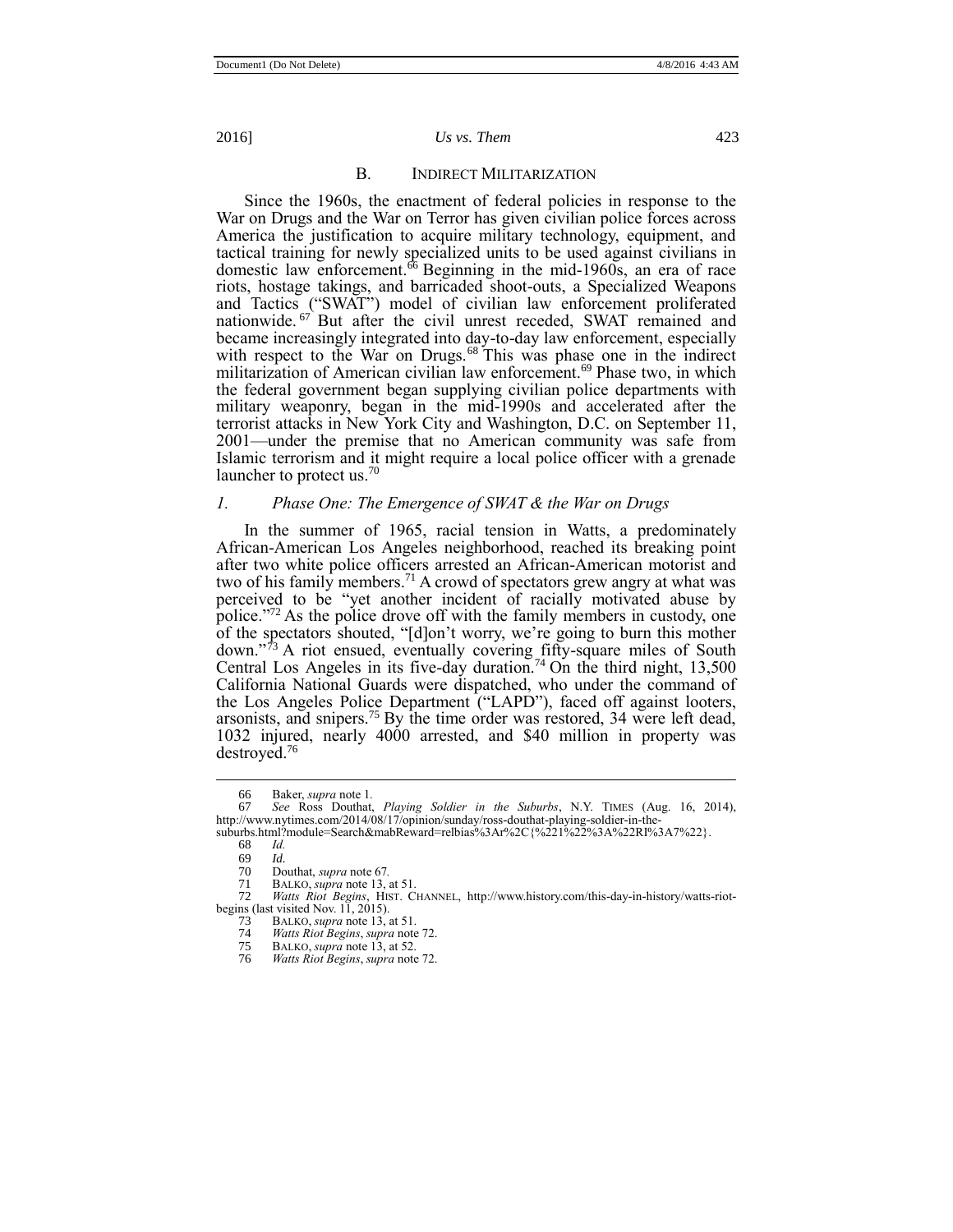### B. Indirect Militarization

Since the 1960s, the enactment of federal policies in response to the War on Drugs and the War on Terror has given civilian police forces across America the justification to acquire military technology, equipment, and tactical training for newly specialized units to be used against civilians in domestic law enforcement.[66] Beginning in the mid-1960s, an era of race riots, hostage takings, and barricaded shoot-outs, a Specialized Weapons and Tactics ("SWAT") model of civilian law enforcement proliferated nationwide.[67] But after the civil unrest receded, SWAT remained and became increasingly integrated into day-to-day law enforcement, especially with respect to the War on Drugs.[68] This was phase one in the indirect militarization of American civilian law enforcement.[69] Phase two, in which the federal government began supplying civilian police departments with military weaponry, began in the mid-1990s and accelerated after the terrorist attacks in New York City and Washington, D.C. on September 11, 2001—under the premise that no American community was safe from Islamic terrorism and it might require a local police officer with a grenade launcher to protect us.[70]

#### *1. Phase One: The Emergence of SWAT & the War on Drugs*

In the summer of 1965, racial tension in Watts, a predominately African-American Los Angeles neighborhood, reached its breaking point after two white police officers arrested an African-American motorist and two of his family members.[71] A crowd of spectators grew angry at what was perceived to be "yet another incident of racially motivated abuse by police."[72] As the police drove off with the family members in custody, one of the spectators shouted, "[d]on't worry, we're going to burn this mother down."[73] A riot ensued, eventually covering fifty-square miles of South Central Los Angeles in its five-day duration.[74] On the third night, 13,500 California National Guards were dispatched, who under the command of the Los Angeles Police Department ("LAPD"), faced off against looters, arsonists, and snipers.[75] By the time order was restored, 34 were left dead, 1032 injured, nearly 4000 arrested, and $40 million in property was destroyed.[76]

---

66 Baker, *supra* note 1.

67 *See* Ross Douthat, *Playing Soldier in the Suburbs*, N.Y. TIMES (Aug. 16, 2014), http://www.nytimes.com/2014/08/17/opinion/sunday/ross-douthat-playing-soldier-in-the-suburbs.html?module=Search&mabReward=relbias%3Ar%2C{%221%22%3A%22RI%3A7%22}.

68 *Id.*

69 *Id.*

70 Douthat, *supra* note 67.

71 BALKO, *supra* note 13, at 51.

72 *Watts Riot Begins*, HIST. CHANNEL, http://www.history.com/this-day-in-history/watts-riot-begins (last visited Nov. 11, 2015).

73 BALKO, *supra* note 13, at 51.

74 *Watts Riot Begins*, *supra* note 72.

75 BALKO, *supra* note 13, at 52.

76 *Watts Riot Begins*, *supra* note 72.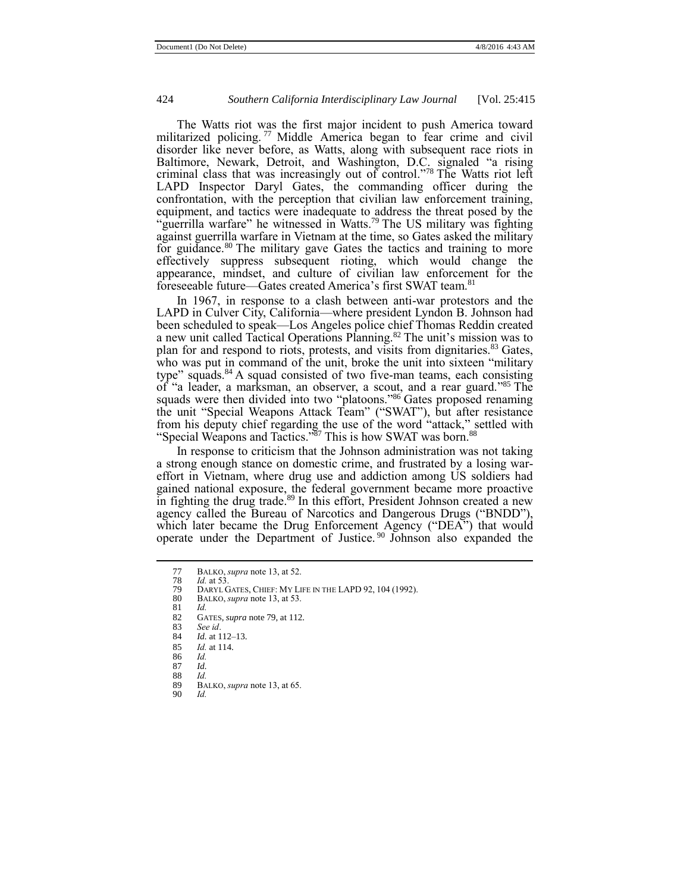The Watts riot was the first major incident to push America toward militarized policing.[77] Middle America began to fear crime and civil disorder like never before, as Watts, along with subsequent race riots in Baltimore, Newark, Detroit, and Washington, D.C. signaled "a rising criminal class that was increasingly out of control."[78] The Watts riot left LAPD Inspector Daryl Gates, the commanding officer during the confrontation, with the perception that civilian law enforcement training, equipment, and tactics were inadequate to address the threat posed by the "guerrilla warfare" he witnessed in Watts.[79] The US military was fighting against guerrilla warfare in Vietnam at the time, so Gates asked the military for guidance.[80] The military gave Gates the tactics and training to more effectively suppress subsequent rioting, which would change the appearance, mindset, and culture of civilian law enforcement for the foreseeable future—Gates created America's first SWAT team.[81]

In 1967, in response to a clash between anti-war protestors and the LAPD in Culver City, California—where president Lyndon B. Johnson had been scheduled to speak—Los Angeles police chief Thomas Reddin created a new unit called Tactical Operations Planning.[82] The unit's mission was to plan for and respond to riots, protests, and visits from dignitaries.[83] Gates, who was put in command of the unit, broke the unit into sixteen "military type" squads.[84] A squad consisted of two five-man teams, each consisting of "a leader, a marksman, an observer, a scout, and a rear guard."[85] The squads were then divided into two "platoons."[86] Gates proposed renaming the unit "Special Weapons Attack Team" ("SWAT"), but after resistance from his deputy chief regarding the use of the word "attack," settled with "Special Weapons and Tactics."[87] This is how SWAT was born.[88]

In response to criticism that the Johnson administration was not taking a strong enough stance on domestic crime, and frustrated by a losing war-effort in Vietnam, where drug use and addiction among US soldiers had gained national exposure, the federal government became more proactive in fighting the drug trade.[89] In this effort, President Johnson created a new agency called the Bureau of Narcotics and Dangerous Drugs ("BNDD"), which later became the Drug Enforcement Agency ("DEA") that would operate under the Department of Justice.[90] Johnson also expanded the

---

77 BALKO, *supra* note 13, at 52.
78 *Id.* at 53.
79 DARYL GATES, CHIEF: MY LIFE IN THE LAPD 92, 104 (1992).
80 BALKO, *supra* note 13, at 53.
81 *Id.*
82 GATES, *supra* note 79, at 112.
83 *See id*.
84 *Id.* at 112–13.
85 *Id.* at 114.
86 *Id.*
87 *Id.*
88 *Id.*
89 BALKO, *supra* note 13, at 65.
90 *Id.*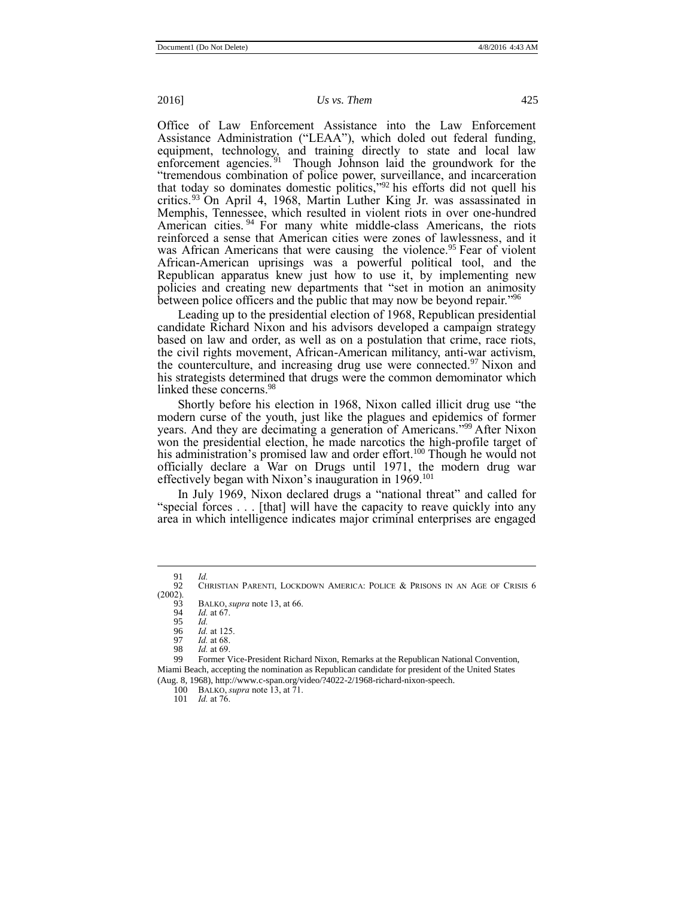Office of Law Enforcement Assistance into the Law Enforcement Assistance Administration ("LEAA"), which doled out federal funding, equipment, technology, and training directly to state and local law enforcement agencies.[91] Though Johnson laid the groundwork for the "tremendous combination of police power, surveillance, and incarceration that today so dominates domestic politics,"[92] his efforts did not quell his critics.[93] On April 4, 1968, Martin Luther King Jr. was assassinated in Memphis, Tennessee, which resulted in violent riots in over one-hundred American cities.[94] For many white middle-class Americans, the riots reinforced a sense that American cities were zones of lawlessness, and it was African Americans that were causing the violence.[95] Fear of violent African-American uprisings was a powerful political tool, and the Republican apparatus knew just how to use it, by implementing new policies and creating new departments that "set in motion an animosity between police officers and the public that may now be beyond repair."[96]

Leading up to the presidential election of 1968, Republican presidential candidate Richard Nixon and his advisors developed a campaign strategy based on law and order, as well as on a postulation that crime, race riots, the civil rights movement, African-American militancy, anti-war activism, the counterculture, and increasing drug use were connected.[97] Nixon and his strategists determined that drugs were the common demominator which linked these concerns.[98]

Shortly before his election in 1968, Nixon called illicit drug use "the modern curse of the youth, just like the plagues and epidemics of former years. And they are decimating a generation of Americans."[99] After Nixon won the presidential election, he made narcotics the high-profile target of his administration's promised law and order effort.[100] Though he would not officially declare a War on Drugs until 1971, the modern drug war effectively began with Nixon's inauguration in 1969.[101]

In July 1969, Nixon declared drugs a "national threat" and called for "special forces . . . [that] will have the capacity to reave quickly into any area in which intelligence indicates major criminal enterprises are engaged

---

91 *Id.*

92 CHRISTIAN PARENTI, LOCKDOWN AMERICA: POLICE & PRISONS IN AN AGE OF CRISIS 6 (2002).

93 BALKO, *supra* note 13, at 66.

94 *Id.* at 67.

95 *Id.*

96 *Id.* at 125.

97 *Id.* at 68.

98 *Id.* at 69.

99 Former Vice-President Richard Nixon, Remarks at the Republican National Convention, Miami Beach, accepting the nomination as Republican candidate for president of the United States (Aug. 8, 1968), http://www.c-span.org/video/?4022-2/1968-richard-nixon-speech.

100 BALKO, *supra* note 13, at 71.

101 *Id.* at 76.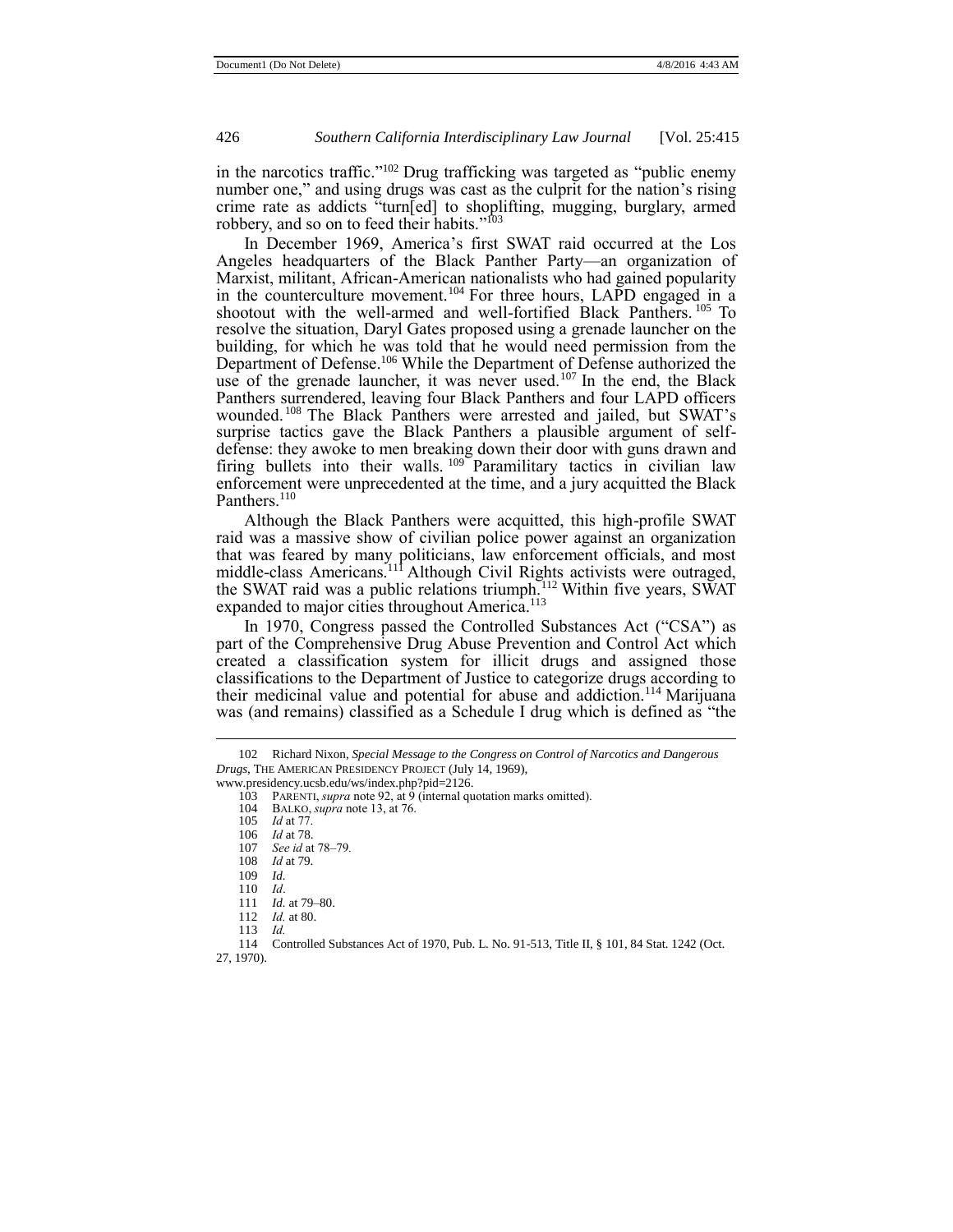in the narcotics traffic."[102] Drug trafficking was targeted as "public enemy number one," and using drugs was cast as the culprit for the nation's rising crime rate as addicts "turn[ed] to shoplifting, mugging, burglary, armed robbery, and so on to feed their habits."[103]

In December 1969, America's first SWAT raid occurred at the Los Angeles headquarters of the Black Panther Party—an organization of Marxist, militant, African-American nationalists who had gained popularity in the counterculture movement.[104] For three hours, LAPD engaged in a shootout with the well-armed and well-fortified Black Panthers.[105] To resolve the situation, Daryl Gates proposed using a grenade launcher on the building, for which he was told that he would need permission from the Department of Defense.[106] While the Department of Defense authorized the use of the grenade launcher, it was never used.[107] In the end, the Black Panthers surrendered, leaving four Black Panthers and four LAPD officers wounded.[108] The Black Panthers were arrested and jailed, but SWAT's surprise tactics gave the Black Panthers a plausible argument of self-defense: they awoke to men breaking down their door with guns drawn and firing bullets into their walls.[109] Paramilitary tactics in civilian law enforcement were unprecedented at the time, and a jury acquitted the Black Panthers.[110]

Although the Black Panthers were acquitted, this high-profile SWAT raid was a massive show of civilian police power against an organization that was feared by many politicians, law enforcement officials, and most middle-class Americans.[111] Although Civil Rights activists were outraged, the SWAT raid was a public relations triumph.[112] Within five years, SWAT expanded to major cities throughout America.[113]

In 1970, Congress passed the Controlled Substances Act ("CSA") as part of the Comprehensive Drug Abuse Prevention and Control Act which created a classification system for illicit drugs and assigned those classifications to the Department of Justice to categorize drugs according to their medicinal value and potential for abuse and addiction.[114] Marijuana was (and remains) classified as a Schedule I drug which is defined as "the

---

102 Richard Nixon, *Special Message to the Congress on Control of Narcotics and Dangerous Drugs*, THE AMERICAN PRESIDENCY PROJECT (July 14, 1969), www.presidency.ucsb.edu/ws/index.php?pid=2126.

103 PARENTI, *supra* note 92, at 9 (internal quotation marks omitted).

104 BALKO, *supra* note 13, at 76.

105 *Id* at 77.

106 *Id* at 78.

107 *See id* at 78–79.

108 *Id* at 79.

109 *Id*.

110 *Id*.

111 *Id.* at 79–80.

112 *Id.* at 80.

113 *Id.*

114 Controlled Substances Act of 1970, Pub. L. No. 91-513, Title II, § 101, 84 Stat. 1242 (Oct. 27, 1970).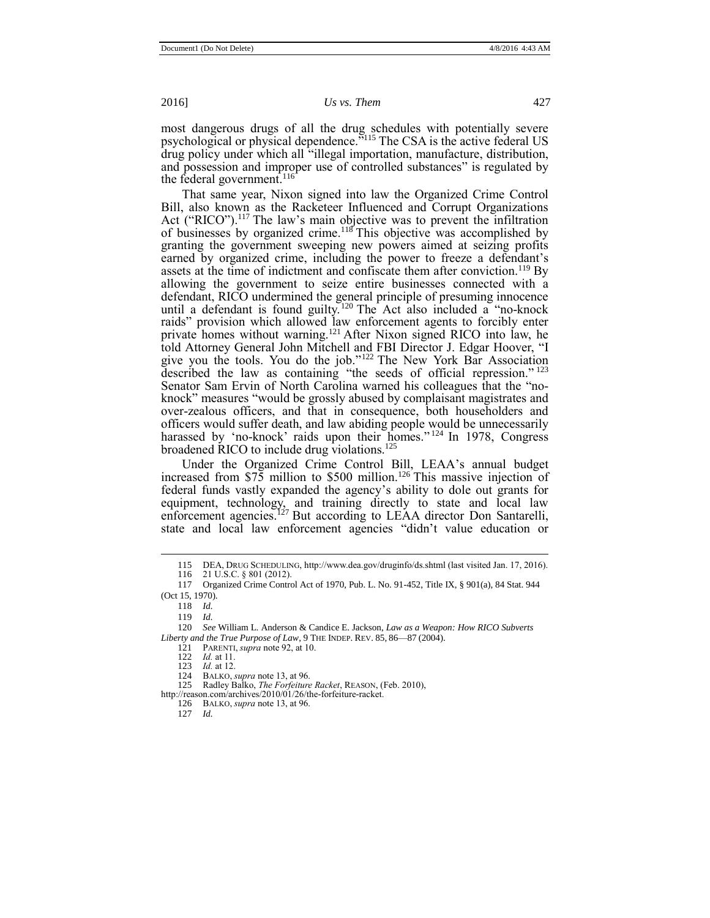most dangerous drugs of all the drug schedules with potentially severe psychological or physical dependence."[115] The CSA is the active federal US drug policy under which all "illegal importation, manufacture, distribution, and possession and improper use of controlled substances" is regulated by the federal government.[116]

That same year, Nixon signed into law the Organized Crime Control Bill, also known as the Racketeer Influenced and Corrupt Organizations Act ("RICO").[117] The law's main objective was to prevent the infiltration of businesses by organized crime.[118] This objective was accomplished by granting the government sweeping new powers aimed at seizing profits earned by organized crime, including the power to freeze a defendant's assets at the time of indictment and confiscate them after conviction.[119] By allowing the government to seize entire businesses connected with a defendant, RICO undermined the general principle of presuming innocence until a defendant is found guilty.[120] The Act also included a "no-knock raids" provision which allowed law enforcement agents to forcibly enter private homes without warning.[121] After Nixon signed RICO into law, he told Attorney General John Mitchell and FBI Director J. Edgar Hoover, "I give you the tools. You do the job."[122] The New York Bar Association described the law as containing "the seeds of official repression."[123] Senator Sam Ervin of North Carolina warned his colleagues that the "no-knock" measures "would be grossly abused by complaisant magistrates and over-zealous officers, and that in consequence, both householders and officers would suffer death, and law abiding people would be unnecessarily harassed by 'no-knock' raids upon their homes."[124] In 1978, Congress broadened RICO to include drug violations.[125]

Under the Organized Crime Control Bill, LEAA's annual budget increased from $75 million to $500 million.[126] This massive injection of federal funds vastly expanded the agency's ability to dole out grants for equipment, technology, and training directly to state and local law enforcement agencies.[127] But according to LEAA director Don Santarelli, state and local law enforcement agencies "didn't value education or

---

115 DEA, DRUG SCHEDULING, http://www.dea.gov/druginfo/ds.shtml (last visited Jan. 17, 2016).

116 21 U.S.C. § 801 (2012).

117 Organized Crime Control Act of 1970, Pub. L. No. 91-452, Title IX, § 901(a), 84 Stat. 944 (Oct 15, 1970).

118 *Id.*

119 *Id.*

120 *See* William L. Anderson & Candice E. Jackson, *Law as a Weapon: How RICO Subverts Liberty and the True Purpose of Law*, 9 THE INDEP. REV. 85, 86—87 (2004).

121 PARENTI, *supra* note 92, at 10.

122 *Id.* at 11.

123 *Id.* at 12.

124 BALKO, *supra* note 13, at 96.

125 Radley Balko, *The Forfeiture Racket*, REASON, (Feb. 2010), http://reason.com/archives/2010/01/26/the-forfeiture-racket.

126 BALKO, *supra* note 13, at 96.

127 *Id.*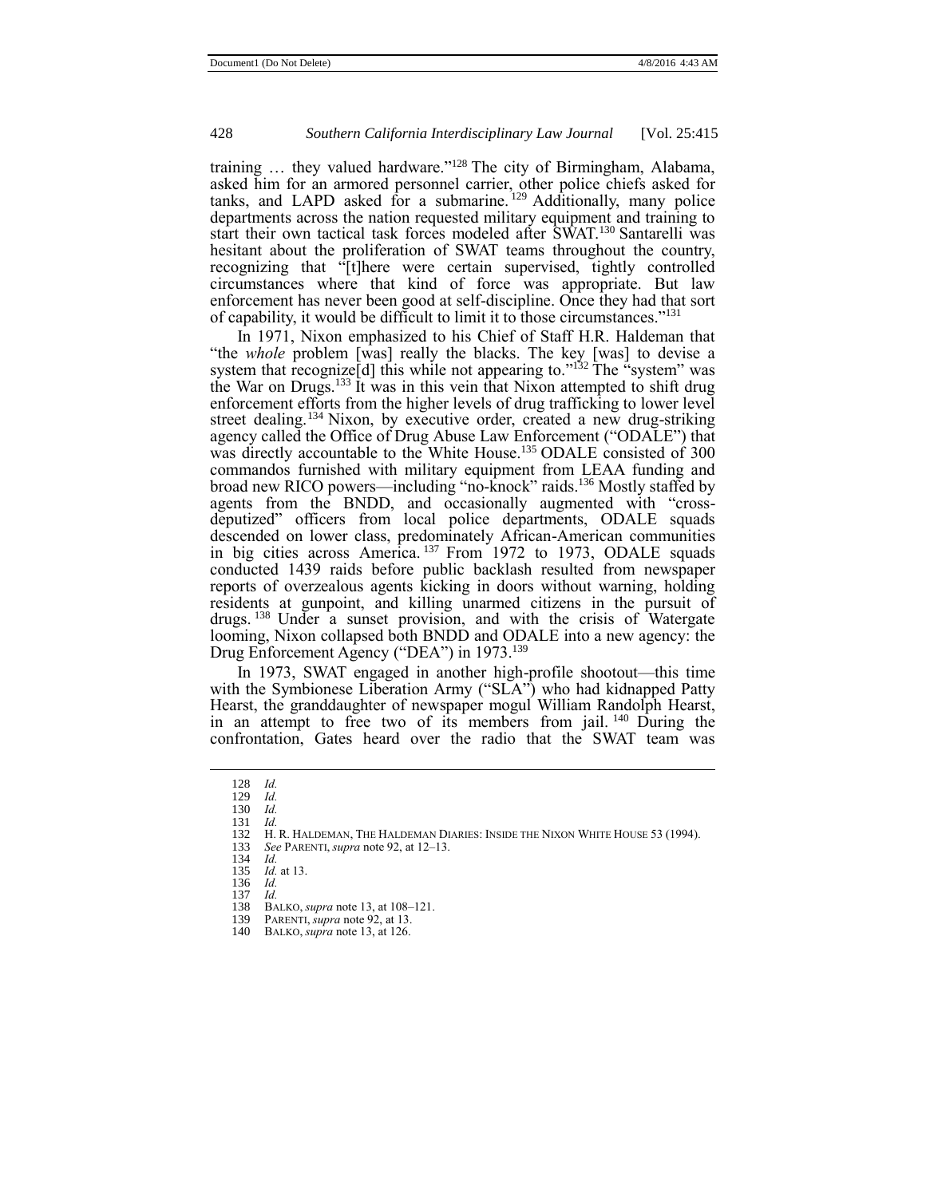training … they valued hardware."[128] The city of Birmingham, Alabama, asked him for an armored personnel carrier, other police chiefs asked for tanks, and LAPD asked for a submarine.[129] Additionally, many police departments across the nation requested military equipment and training to start their own tactical task forces modeled after SWAT.[130] Santarelli was hesitant about the proliferation of SWAT teams throughout the country, recognizing that "[t]here were certain supervised, tightly controlled circumstances where that kind of force was appropriate. But law enforcement has never been good at self-discipline. Once they had that sort of capability, it would be difficult to limit it to those circumstances."[131]

In 1971, Nixon emphasized to his Chief of Staff H.R. Haldeman that "the *whole* problem [was] really the blacks. The key [was] to devise a system that recognize[d] this while not appearing to."[132] The "system" was the War on Drugs.[133] It was in this vein that Nixon attempted to shift drug enforcement efforts from the higher levels of drug trafficking to lower level street dealing.[134] Nixon, by executive order, created a new drug-striking agency called the Office of Drug Abuse Law Enforcement ("ODALE") that was directly accountable to the White House.[135] ODALE consisted of 300 commandos furnished with military equipment from LEAA funding and broad new RICO powers—including "no-knock" raids.[136] Mostly staffed by agents from the BNDD, and occasionally augmented with "cross-deputized" officers from local police departments, ODALE squads descended on lower class, predominately African-American communities in big cities across America.[137] From 1972 to 1973, ODALE squads conducted 1439 raids before public backlash resulted from newspaper reports of overzealous agents kicking in doors without warning, holding residents at gunpoint, and killing unarmed citizens in the pursuit of drugs.[138] Under a sunset provision, and with the crisis of Watergate looming, Nixon collapsed both BNDD and ODALE into a new agency: the Drug Enforcement Agency ("DEA") in 1973.[139]

In 1973, SWAT engaged in another high-profile shootout—this time with the Symbionese Liberation Army ("SLA") who had kidnapped Patty Hearst, the granddaughter of newspaper mogul William Randolph Hearst, in an attempt to free two of its members from jail.[140] During the confrontation, Gates heard over the radio that the SWAT team was

---

128 *Id.*
129 *Id.*
130 *Id.*
131 *Id.*
132 H. R. HALDEMAN, THE HALDEMAN DIARIES: INSIDE THE NIXON WHITE HOUSE 53 (1994).
133 *See* PARENTI, *supra* note 92, at 12–13.
134 *Id.*
135 *Id.* at 13.
136 *Id.*
137 *Id.*
138 BALKO, *supra* note 13, at 108–121.
139 PARENTI, *supra* note 92, at 13.
140 BALKO, *supra* note 13, at 126.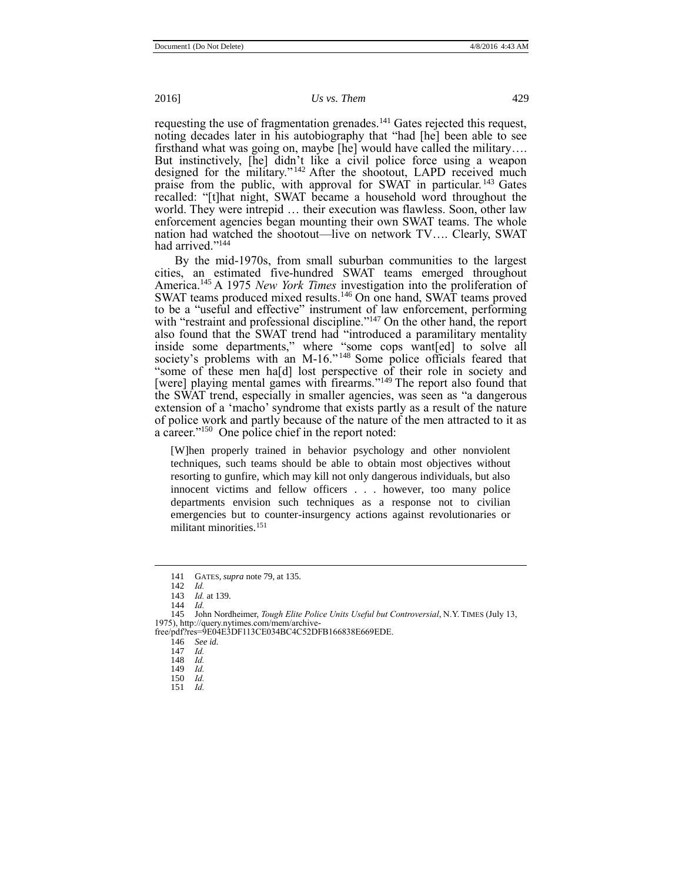requesting the use of fragmentation grenades.[141] Gates rejected this request, noting decades later in his autobiography that "had [he] been able to see firsthand what was going on, maybe [he] would have called the military…. But instinctively, [he] didn't like a civil police force using a weapon designed for the military."[142] After the shootout, LAPD received much praise from the public, with approval for SWAT in particular.[143] Gates recalled: "[t]hat night, SWAT became a household word throughout the world. They were intrepid … their execution was flawless. Soon, other law enforcement agencies began mounting their own SWAT teams. The whole nation had watched the shootout—live on network TV…. Clearly, SWAT had arrived."[144]

By the mid-1970s, from small suburban communities to the largest cities, an estimated five-hundred SWAT teams emerged throughout America.[145] A 1975 *New York Times* investigation into the proliferation of SWAT teams produced mixed results.[146] On one hand, SWAT teams proved to be a "useful and effective" instrument of law enforcement, performing with "restraint and professional discipline."[147] On the other hand, the report also found that the SWAT trend had "introduced a paramilitary mentality inside some departments," where "some cops want[ed] to solve all society's problems with an M-16."[148] Some police officials feared that "some of these men ha[d] lost perspective of their role in society and [were] playing mental games with firearms."[149] The report also found that the SWAT trend, especially in smaller agencies, was seen as "a dangerous extension of a 'macho' syndrome that exists partly as a result of the nature of police work and partly because of the nature of the men attracted to it as a career."[150] One police chief in the report noted:

> [W]hen properly trained in behavior psychology and other nonviolent techniques, such teams should be able to obtain most objectives without resorting to gunfire, which may kill not only dangerous individuals, but also innocent victims and fellow officers . . . however, too many police departments envision such techniques as a response not to civilian emergencies but to counter-insurgency actions against revolutionaries or militant minorities.[151]

---

141 GATES, *supra* note 79, at 135.

142 *Id.*

143 *Id.* at 139.

144 *Id.*

145 John Nordheimer, *Tough Elite Police Units Useful but Controversial*, N.Y. TIMES (July 13, 1975), http://query.nytimes.com/mem/archive-free/pdf?res=9E04E3DF113CE034BC4C52DFB166838E669EDE.

146 *See id.*

147 *Id.*

148 *Id.*

149 *Id.*

150 *Id.*

151 *Id.*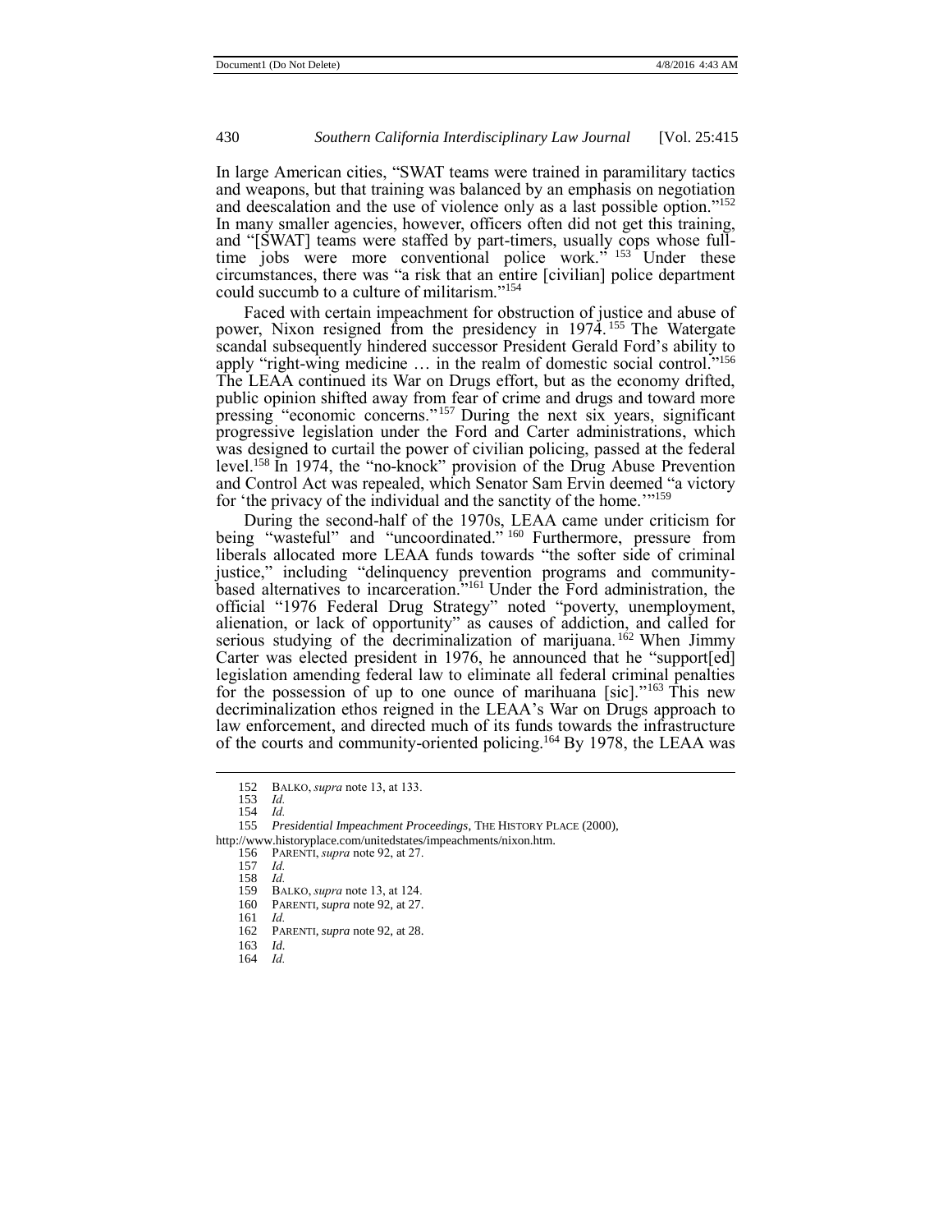In large American cities, "SWAT teams were trained in paramilitary tactics and weapons, but that training was balanced by an emphasis on negotiation and deescalation and the use of violence only as a last possible option."[152] In many smaller agencies, however, officers often did not get this training, and "[SWAT] teams were staffed by part-timers, usually cops whose full-time jobs were more conventional police work."[153] Under these circumstances, there was "a risk that an entire [civilian] police department could succumb to a culture of militarism."[154]

Faced with certain impeachment for obstruction of justice and abuse of power, Nixon resigned from the presidency in 1974.[155] The Watergate scandal subsequently hindered successor President Gerald Ford's ability to apply "right-wing medicine … in the realm of domestic social control."[156] The LEAA continued its War on Drugs effort, but as the economy drifted, public opinion shifted away from fear of crime and drugs and toward more pressing "economic concerns."[157] During the next six years, significant progressive legislation under the Ford and Carter administrations, which was designed to curtail the power of civilian policing, passed at the federal level.[158] In 1974, the "no-knock" provision of the Drug Abuse Prevention and Control Act was repealed, which Senator Sam Ervin deemed "a victory for 'the privacy of the individual and the sanctity of the home.'"[159]

During the second-half of the 1970s, LEAA came under criticism for being "wasteful" and "uncoordinated."[160] Furthermore, pressure from liberals allocated more LEAA funds towards "the softer side of criminal justice," including "delinquency prevention programs and community-based alternatives to incarceration."[161] Under the Ford administration, the official "1976 Federal Drug Strategy" noted "poverty, unemployment, alienation, or lack of opportunity" as causes of addiction, and called for serious studying of the decriminalization of marijuana.[162] When Jimmy Carter was elected president in 1976, he announced that he "support[ed] legislation amending federal law to eliminate all federal criminal penalties for the possession of up to one ounce of marihuana [sic]."[163] This new decriminalization ethos reigned in the LEAA's War on Drugs approach to law enforcement, and directed much of its funds towards the infrastructure of the courts and community-oriented policing.[164] By 1978, the LEAA was

---

152 BALKO, *supra* note 13, at 133.

153 *Id.*

154 *Id.*

155 *Presidential Impeachment Proceedings*, THE HISTORY PLACE (2000), http://www.historyplace.com/unitedstates/impeachments/nixon.htm.

156 PARENTI, *supra* note 92, at 27.

157 *Id.*

158 *Id.*

159 BALKO, *supra* note 13, at 124.

160 PARENTI, *supra* note 92, at 27.

161 *Id.*

162 PARENTI, *supra* note 92, at 28.

163 *Id.*

164 *Id.*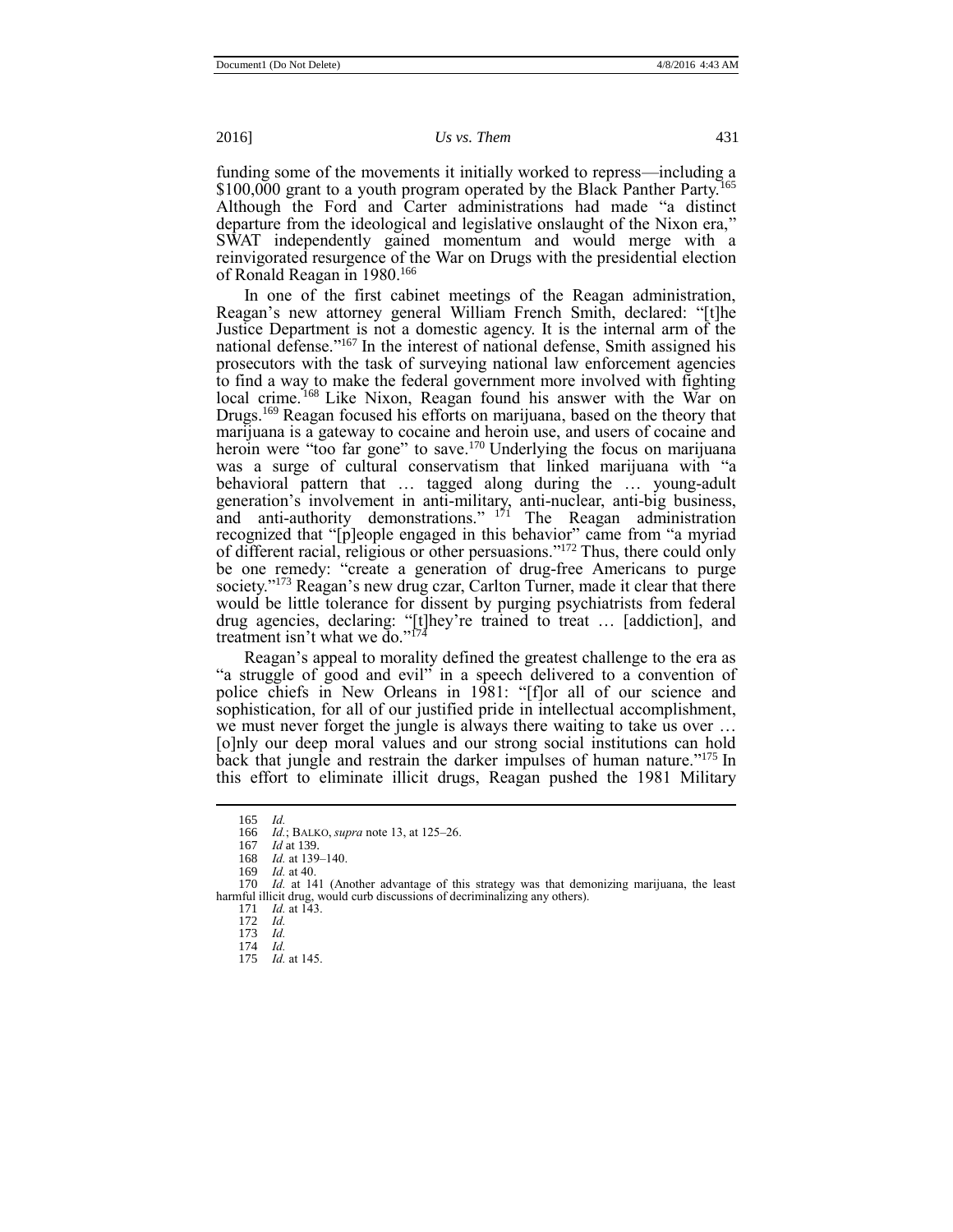funding some of the movements it initially worked to repress—including a $100,000 grant to a youth program operated by the Black Panther Party.[165] Although the Ford and Carter administrations had made "a distinct departure from the ideological and legislative onslaught of the Nixon era," SWAT independently gained momentum and would merge with a reinvigorated resurgence of the War on Drugs with the presidential election of Ronald Reagan in 1980.[166]

In one of the first cabinet meetings of the Reagan administration, Reagan's new attorney general William French Smith, declared: "[t]he Justice Department is not a domestic agency. It is the internal arm of the national defense."[167] In the interest of national defense, Smith assigned his prosecutors with the task of surveying national law enforcement agencies to find a way to make the federal government more involved with fighting local crime.[168] Like Nixon, Reagan found his answer with the War on Drugs.[169] Reagan focused his efforts on marijuana, based on the theory that marijuana is a gateway to cocaine and heroin use, and users of cocaine and heroin were "too far gone" to save.[170] Underlying the focus on marijuana was a surge of cultural conservatism that linked marijuana with "a behavioral pattern that … tagged along during the … young-adult generation's involvement in anti-military, anti-nuclear, anti-big business, and anti-authority demonstrations."[171] The Reagan administration recognized that "[p]eople engaged in this behavior" came from "a myriad of different racial, religious or other persuasions."[172] Thus, there could only be one remedy: "create a generation of drug-free Americans to purge society."[173] Reagan's new drug czar, Carlton Turner, made it clear that there would be little tolerance for dissent by purging psychiatrists from federal drug agencies, declaring: "[t]hey're trained to treat … [addiction], and treatment isn't what we do."[174]

Reagan's appeal to morality defined the greatest challenge to the era as "a struggle of good and evil" in a speech delivered to a convention of police chiefs in New Orleans in 1981: "[f]or all of our science and sophistication, for all of our justified pride in intellectual accomplishment, we must never forget the jungle is always there waiting to take us over … [o]nly our deep moral values and our strong social institutions can hold back that jungle and restrain the darker impulses of human nature."[175] In this effort to eliminate illicit drugs, Reagan pushed the 1981 Military

---

165 *Id.*

166 *Id.*; BALKO, *supra* note 13, at 125–26.

167 *Id* at 139.

168 *Id.* at 139–140.

169 *Id.* at 40.

170 *Id.* at 141 (Another advantage of this strategy was that demonizing marijuana, the least harmful illicit drug, would curb discussions of decriminalizing any others).

171 *Id.* at 143.

172 *Id.*

173 *Id.*

174 *Id.*

175 *Id.* at 145.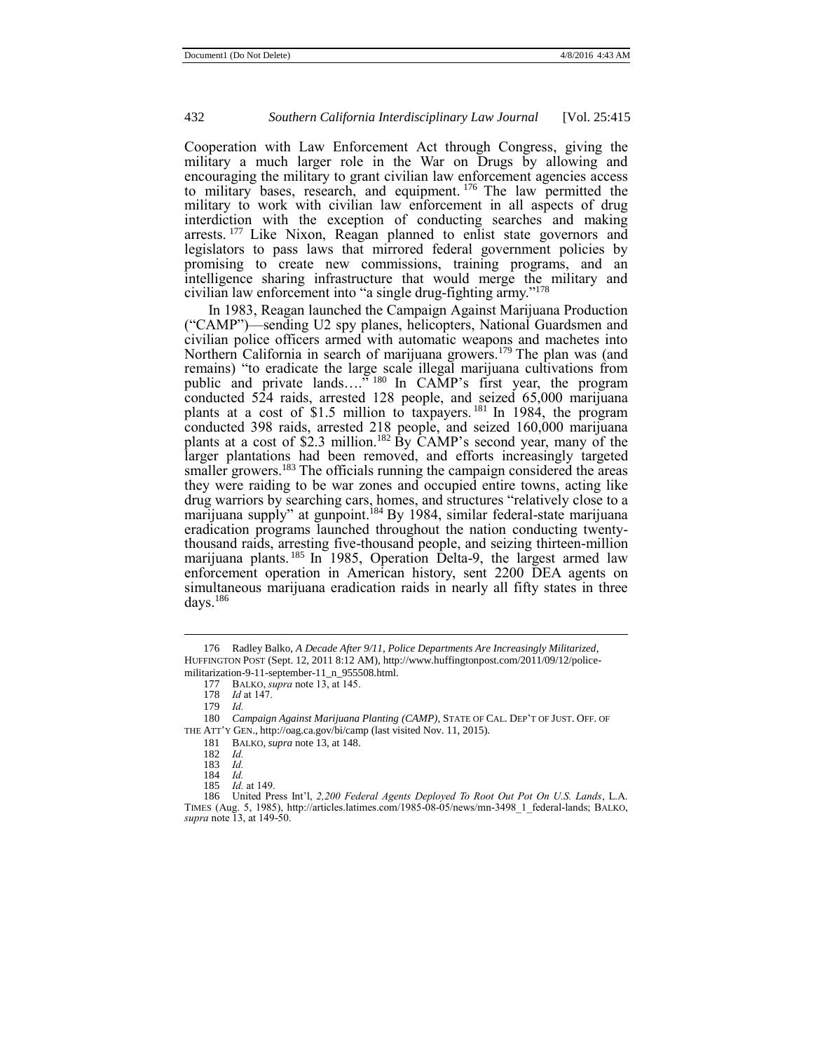Cooperation with Law Enforcement Act through Congress, giving the military a much larger role in the War on Drugs by allowing and encouraging the military to grant civilian law enforcement agencies access to military bases, research, and equipment.[176] The law permitted the military to work with civilian law enforcement in all aspects of drug interdiction with the exception of conducting searches and making arrests.[177] Like Nixon, Reagan planned to enlist state governors and legislators to pass laws that mirrored federal government policies by promising to create new commissions, training programs, and an intelligence sharing infrastructure that would merge the military and civilian law enforcement into "a single drug-fighting army."[178]

In 1983, Reagan launched the Campaign Against Marijuana Production ("CAMP")—sending U2 spy planes, helicopters, National Guardsmen and civilian police officers armed with automatic weapons and machetes into Northern California in search of marijuana growers.[179] The plan was (and remains) "to eradicate the large scale illegal marijuana cultivations from public and private lands…."[180] In CAMP's first year, the program conducted 524 raids, arrested 128 people, and seized 65,000 marijuana plants at a cost of $1.5 million to taxpayers.[181] In 1984, the program conducted 398 raids, arrested 218 people, and seized 160,000 marijuana plants at a cost of $2.3 million.[182] By CAMP's second year, many of the larger plantations had been removed, and efforts increasingly targeted smaller growers.[183] The officials running the campaign considered the areas they were raiding to be war zones and occupied entire towns, acting like drug warriors by searching cars, homes, and structures "relatively close to a marijuana supply" at gunpoint.[184] By 1984, similar federal-state marijuana eradication programs launched throughout the nation conducting twenty-thousand raids, arresting five-thousand people, and seizing thirteen-million marijuana plants.[185] In 1985, Operation Delta-9, the largest armed law enforcement operation in American history, sent 2200 DEA agents on simultaneous marijuana eradication raids in nearly all fifty states in three days.[186]

---

176 Radley Balko, *A Decade After 9/11, Police Departments Are Increasingly Militarized*, HUFFINGTON POST (Sept. 12, 2011 8:12 AM), http://www.huffingtonpost.com/2011/09/12/police-militarization-9-11-september-11_n_955508.html.

177 BALKO, *supra* note 13, at 145.

178 *Id* at 147.

179 *Id.*

180 *Campaign Against Marijuana Planting (CAMP)*, STATE OF CAL. DEP'T OF JUST. OFF. OF THE ATT'Y GEN., http://oag.ca.gov/bi/camp (last visited Nov. 11, 2015).

181 BALKO, *supra* note 13, at 148.

182 *Id.*

183 *Id.*

184 *Id.*

185 *Id.* at 149.

186 United Press Int'l, *2,200 Federal Agents Deployed To Root Out Pot On U.S. Lands*, L.A. TIMES (Aug. 5, 1985), http://articles.latimes.com/1985-08-05/news/mn-3498_1_federal-lands; BALKO, *supra* note 13, at 149-50.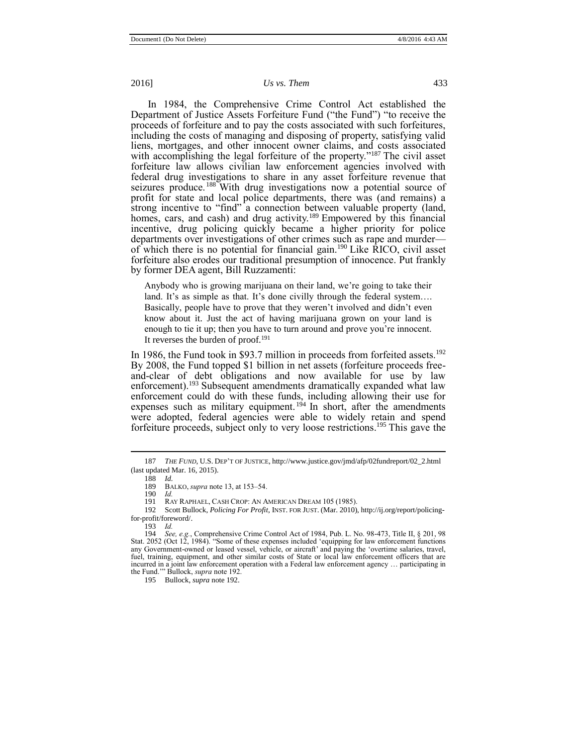In 1984, the Comprehensive Crime Control Act established the Department of Justice Assets Forfeiture Fund ("the Fund") "to receive the proceeds of forfeiture and to pay the costs associated with such forfeitures, including the costs of managing and disposing of property, satisfying valid liens, mortgages, and other innocent owner claims, and costs associated with accomplishing the legal forfeiture of the property."[187] The civil asset forfeiture law allows civilian law enforcement agencies involved with federal drug investigations to share in any asset forfeiture revenue that seizures produce.[188] With drug investigations now a potential source of profit for state and local police departments, there was (and remains) a strong incentive to "find" a connection between valuable property (land, homes, cars, and cash) and drug activity.[189] Empowered by this financial incentive, drug policing quickly became a higher priority for police departments over investigations of other crimes such as rape and murder—of which there is no potential for financial gain.[190] Like RICO, civil asset forfeiture also erodes our traditional presumption of innocence. Put frankly by former DEA agent, Bill Ruzzamenti:

> Anybody who is growing marijuana on their land, we're going to take their land. It's as simple as that. It's done civilly through the federal system…. Basically, people have to prove that they weren't involved and didn't even know about it. Just the act of having marijuana grown on your land is enough to tie it up; then you have to turn around and prove you're innocent. It reverses the burden of proof.[191]

In 1986, the Fund took in $93.7 million in proceeds from forfeited assets.[192] By 2008, the Fund topped $1 billion in net assets (forfeiture proceeds free-and-clear of debt obligations and now available for use by law enforcement).[193] Subsequent amendments dramatically expanded what law enforcement could do with these funds, including allowing their use for expenses such as military equipment.[194] In short, after the amendments were adopted, federal agencies were able to widely retain and spend forfeiture proceeds, subject only to very loose restrictions.[195] This gave the

---

187 *THE FUND*, U.S. DEP'T OF JUSTICE, http://www.justice.gov/jmd/afp/02fundreport/02_2.html (last updated Mar. 16, 2015).

188 *Id.*

189 BALKO, *supra* note 13, at 153–54.

190 *Id.*

191 RAY RAPHAEL, CASH CROP: AN AMERICAN DREAM 105 (1985).

192 Scott Bullock, *Policing For Profit*, INST. FOR JUST. (Mar. 2010), http://ij.org/report/policing-for-profit/foreword/.

193 *Id.*

194 *See, e.g.*, Comprehensive Crime Control Act of 1984, Pub. L. No. 98-473, Title II, § 201, 98 Stat. 2052 (Oct 12, 1984). "Some of these expenses included 'equipping for law enforcement functions any Government-owned or leased vessel, vehicle, or aircraft' and paying the 'overtime salaries, travel, fuel, training, equipment, and other similar costs of State or local law enforcement officers that are incurred in a joint law enforcement operation with a Federal law enforcement agency … participating in the Fund.'" Bullock, *supra* note 192.

195 Bullock, *supra* note 192.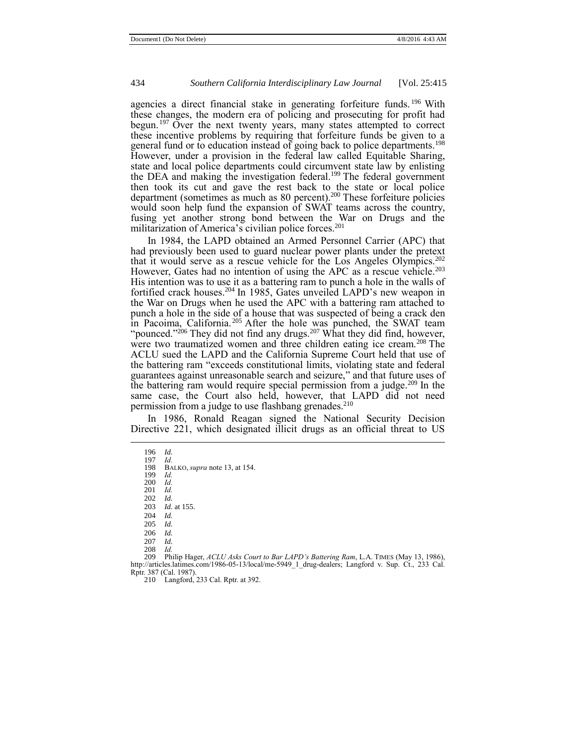agencies a direct financial stake in generating forfeiture funds.[196] With these changes, the modern era of policing and prosecuting for profit had begun.[197] Over the next twenty years, many states attempted to correct these incentive problems by requiring that forfeiture funds be given to a general fund or to education instead of going back to police departments.[198] However, under a provision in the federal law called Equitable Sharing, state and local police departments could circumvent state law by enlisting the DEA and making the investigation federal.[199] The federal government then took its cut and gave the rest back to the state or local police department (sometimes as much as 80 percent).[200] These forfeiture policies would soon help fund the expansion of SWAT teams across the country, fusing yet another strong bond between the War on Drugs and the militarization of America's civilian police forces.[201]

In 1984, the LAPD obtained an Armed Personnel Carrier (APC) that had previously been used to guard nuclear power plants under the pretext that it would serve as a rescue vehicle for the Los Angeles Olympics.[202] However, Gates had no intention of using the APC as a rescue vehicle.[203] His intention was to use it as a battering ram to punch a hole in the walls of fortified crack houses.[204] In 1985, Gates unveiled LAPD's new weapon in the War on Drugs when he used the APC with a battering ram attached to punch a hole in the side of a house that was suspected of being a crack den in Pacoima, California.[205] After the hole was punched, the SWAT team "pounced."[206] They did not find any drugs.[207] What they did find, however, were two traumatized women and three children eating ice cream.[208] The ACLU sued the LAPD and the California Supreme Court held that use of the battering ram "exceeds constitutional limits, violating state and federal guarantees against unreasonable search and seizure," and that future uses of the battering ram would require special permission from a judge.[209] In the same case, the Court also held, however, that LAPD did not need permission from a judge to use flashbang grenades.[210]

In 1986, Ronald Reagan signed the National Security Decision Directive 221, which designated illicit drugs as an official threat to US

---

196 *Id.*
197 *Id.*
198 BALKO, *supra* note 13, at 154.
199 *Id.*
200 *Id.*
201 *Id.*
202 *Id.*
203 *Id.* at 155.
204 *Id.*
205 *Id.*
206 *Id.*
207 *Id.*
208 *Id.*
209 Philip Hager, *ACLU Asks Court to Bar LAPD's Battering Ram*, L.A. TIMES (May 13, 1986), http://articles.latimes.com/1986-05-13/local/me-5949_1_drug-dealers; Langford v. Sup. Ct., 233 Cal. Rptr. 387 (Cal. 1987).
210 Langford, 233 Cal. Rptr. at 392.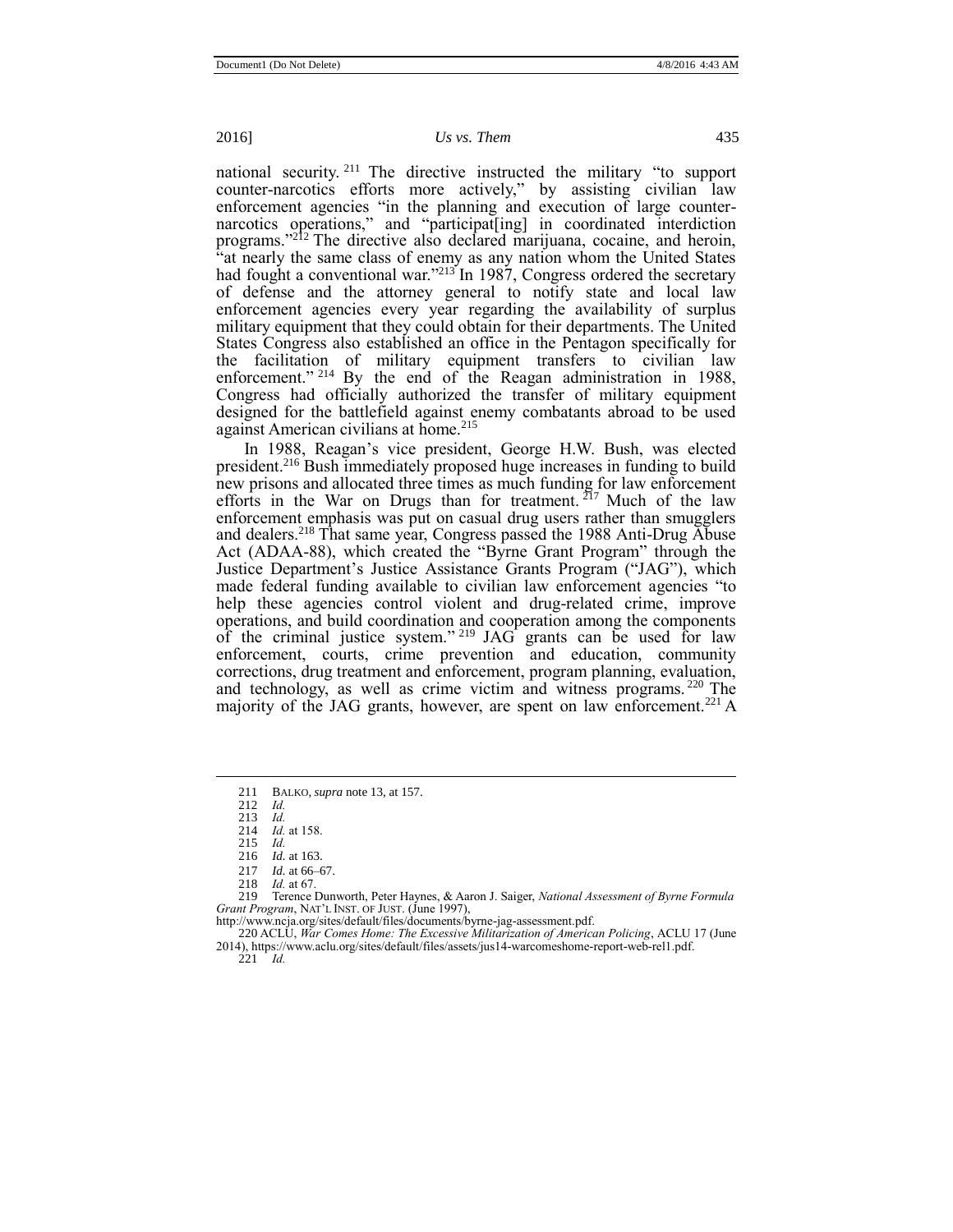national security.[211] The directive instructed the military "to support counter-narcotics efforts more actively," by assisting civilian law enforcement agencies "in the planning and execution of large counter-narcotics operations," and "participat[ing] in coordinated interdiction programs."[212] The directive also declared marijuana, cocaine, and heroin, "at nearly the same class of enemy as any nation whom the United States had fought a conventional war."[213] In 1987, Congress ordered the secretary of defense and the attorney general to notify state and local law enforcement agencies every year regarding the availability of surplus military equipment that they could obtain for their departments. The United States Congress also established an office in the Pentagon specifically for the facilitation of military equipment transfers to civilian law enforcement."[214] By the end of the Reagan administration in 1988, Congress had officially authorized the transfer of military equipment designed for the battlefield against enemy combatants abroad to be used against American civilians at home.[215]

In 1988, Reagan's vice president, George H.W. Bush, was elected president.[216] Bush immediately proposed huge increases in funding to build new prisons and allocated three times as much funding for law enforcement efforts in the War on Drugs than for treatment.[217] Much of the law enforcement emphasis was put on casual drug users rather than smugglers and dealers.[218] That same year, Congress passed the 1988 Anti-Drug Abuse Act (ADAA-88), which created the "Byrne Grant Program" through the Justice Department's Justice Assistance Grants Program ("JAG"), which made federal funding available to civilian law enforcement agencies "to help these agencies control violent and drug-related crime, improve operations, and build coordination and cooperation among the components of the criminal justice system."[219] JAG grants can be used for law enforcement, courts, crime prevention and education, community corrections, drug treatment and enforcement, program planning, evaluation, and technology, as well as crime victim and witness programs.[220] The majority of the JAG grants, however, are spent on law enforcement.[221] A

---

211 BALKO, *supra* note 13, at 157.

212 *Id.*

213 *Id.*

214 *Id.* at 158.

215 *Id.*

216 *Id.* at 163.

217 *Id.* at 66–67.

218 *Id.* at 67.

219 Terence Dunworth, Peter Haynes, & Aaron J. Saiger, *National Assessment of Byrne Formula Grant Program*, NAT'L INST. OF JUST. (June 1997), http://www.ncja.org/sites/default/files/documents/byrne-jag-assessment.pdf.

220 ACLU, *War Comes Home: The Excessive Militarization of American Policing*, ACLU 17 (June 2014), https://www.aclu.org/sites/default/files/assets/jus14-warcomeshome-report-web-rel1.pdf.

221 *Id.*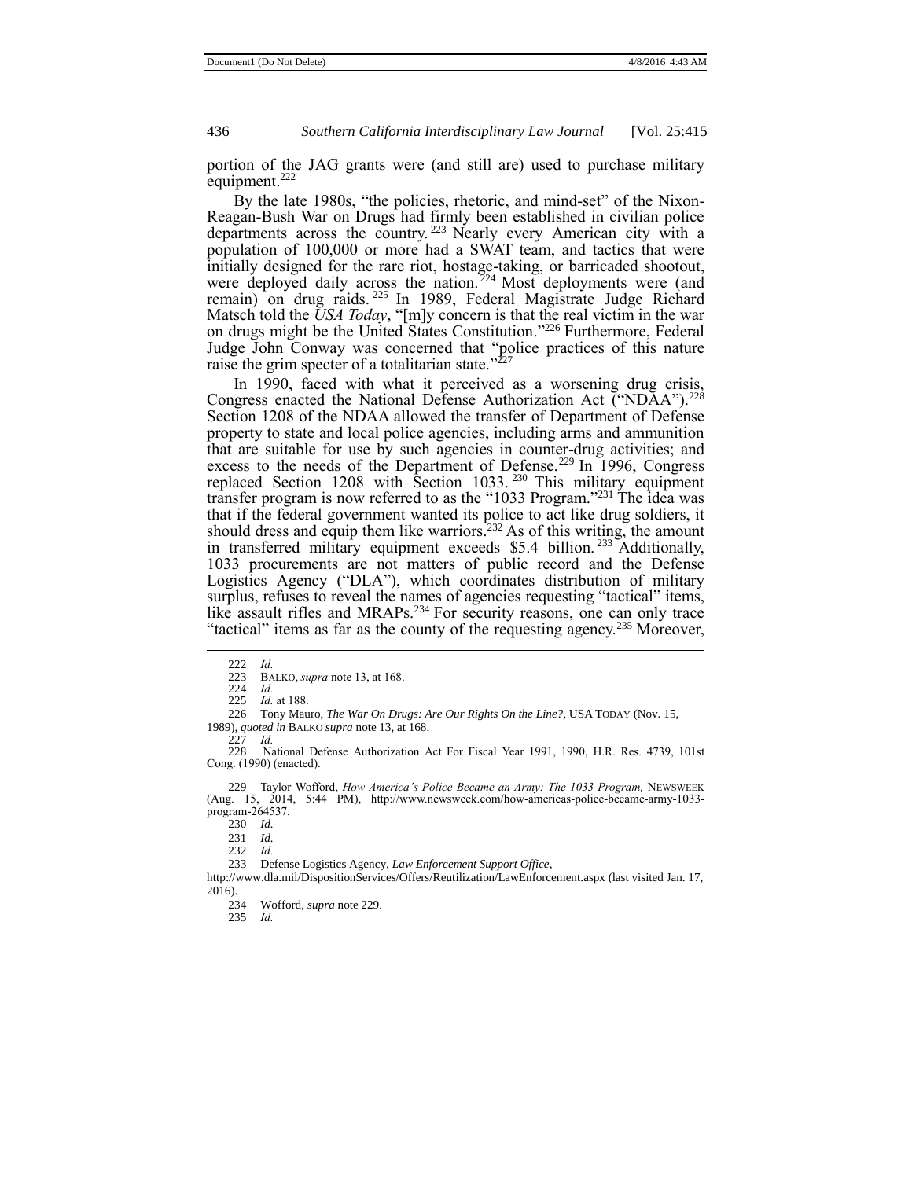portion of the JAG grants were (and still are) used to purchase military equipment.[222]

By the late 1980s, "the policies, rhetoric, and mind-set" of the Nixon-Reagan-Bush War on Drugs had firmly been established in civilian police departments across the country.[223] Nearly every American city with a population of 100,000 or more had a SWAT team, and tactics that were initially designed for the rare riot, hostage-taking, or barricaded shootout, were deployed daily across the nation.[224] Most deployments were (and remain) on drug raids.[225] In 1989, Federal Magistrate Judge Richard Matsch told the *USA Today*, "[m]y concern is that the real victim in the war on drugs might be the United States Constitution."[226] Furthermore, Federal Judge John Conway was concerned that "police practices of this nature raise the grim specter of a totalitarian state."[227]

In 1990, faced with what it perceived as a worsening drug crisis, Congress enacted the National Defense Authorization Act ("NDAA").[228] Section 1208 of the NDAA allowed the transfer of Department of Defense property to state and local police agencies, including arms and ammunition that are suitable for use by such agencies in counter-drug activities; and excess to the needs of the Department of Defense.[229] In 1996, Congress replaced Section 1208 with Section 1033.[230] This military equipment transfer program is now referred to as the "1033 Program."[231] The idea was that if the federal government wanted its police to act like drug soldiers, it should dress and equip them like warriors.[232] As of this writing, the amount in transferred military equipment exceeds $5.4 billion.[233] Additionally, 1033 procurements are not matters of public record and the Defense Logistics Agency ("DLA"), which coordinates distribution of military surplus, refuses to reveal the names of agencies requesting "tactical" items, like assault rifles and MRAPs.[234] For security reasons, one can only trace "tactical" items as far as the county of the requesting agency.[235] Moreover,

---

222 *Id.*

223 BALKO, *supra* note 13, at 168.

224 *Id.*

225 *Id.* at 188.

226 Tony Mauro, *The War On Drugs: Are Our Rights On the Line?*, USA TODAY (Nov. 15, 1989), *quoted in* BALKO *supra* note 13, at 168.

227 *Id.*

228 National Defense Authorization Act For Fiscal Year 1991, 1990, H.R. Res. 4739, 101st Cong. (1990) (enacted).

229 Taylor Wofford, *How America's Police Became an Army: The 1033 Program,* NEWSWEEK (Aug. 15, 2014, 5:44 PM), http://www.newsweek.com/how-americas-police-became-army-1033-program-264537.

230 *Id.*

231 *Id.*

232 *Id.*

233 Defense Logistics Agency, *Law Enforcement Support Office*, http://www.dla.mil/DispositionServices/Offers/Reutilization/LawEnforcement.aspx (last visited Jan. 17, 2016).

234 Wofford, *supra* note 229.

235 *Id.*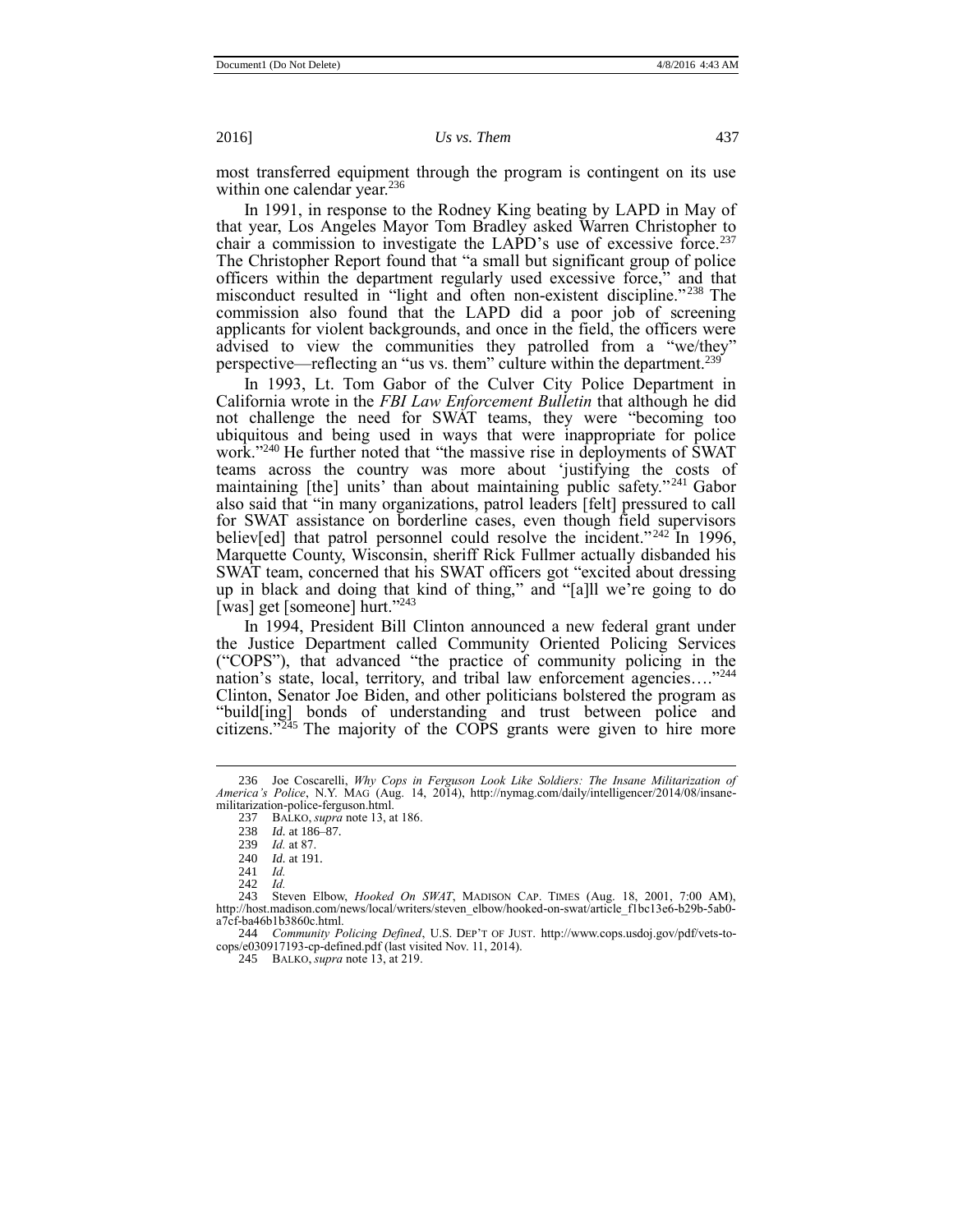most transferred equipment through the program is contingent on its use within one calendar year.[236]

In 1991, in response to the Rodney King beating by LAPD in May of that year, Los Angeles Mayor Tom Bradley asked Warren Christopher to chair a commission to investigate the LAPD's use of excessive force.[237] The Christopher Report found that "a small but significant group of police officers within the department regularly used excessive force," and that misconduct resulted in "light and often non-existent discipline."[238] The commission also found that the LAPD did a poor job of screening applicants for violent backgrounds, and once in the field, the officers were advised to view the communities they patrolled from a "we/they" perspective—reflecting an "us vs. them" culture within the department.[239]

In 1993, Lt. Tom Gabor of the Culver City Police Department in California wrote in the *FBI Law Enforcement Bulletin* that although he did not challenge the need for SWAT teams, they were "becoming too ubiquitous and being used in ways that were inappropriate for police work."[240] He further noted that "the massive rise in deployments of SWAT teams across the country was more about 'justifying the costs of maintaining [the] units' than about maintaining public safety."[241] Gabor also said that "in many organizations, patrol leaders [felt] pressured to call for SWAT assistance on borderline cases, even though field supervisors believ[ed] that patrol personnel could resolve the incident."[242] In 1996, Marquette County, Wisconsin, sheriff Rick Fullmer actually disbanded his SWAT team, concerned that his SWAT officers got "excited about dressing up in black and doing that kind of thing," and "[a]ll we're going to do [was] get [someone] hurt."[243]

In 1994, President Bill Clinton announced a new federal grant under the Justice Department called Community Oriented Policing Services ("COPS"), that advanced "the practice of community policing in the nation's state, local, territory, and tribal law enforcement agencies…."[244] Clinton, Senator Joe Biden, and other politicians bolstered the program as "build[ing] bonds of understanding and trust between police and citizens."[245] The majority of the COPS grants were given to hire more

---

236 Joe Coscarelli, *Why Cops in Ferguson Look Like Soldiers: The Insane Militarization of America's Police*, N.Y. MAG (Aug. 14, 2014), http://nymag.com/daily/intelligencer/2014/08/insane-militarization-police-ferguson.html.

237 BALKO, *supra* note 13, at 186.

238 *Id.* at 186–87.

239 *Id.* at 87.

240 *Id.* at 191.

241 *Id.*

242 *Id.*

243 Steven Elbow, *Hooked On SWAT*, MADISON CAP. TIMES (Aug. 18, 2001, 7:00 AM), http://host.madison.com/news/local/writers/steven_elbow/hooked-on-swat/article_f1bc13e6-b29b-5ab0-a7cf-ba46b1b3860c.html.

244 *Community Policing Defined*, U.S. DEP'T OF JUST. http://www.cops.usdoj.gov/pdf/vets-to-cops/e030917193-cp-defined.pdf (last visited Nov. 11, 2014).

245 BALKO, *supra* note 13, at 219.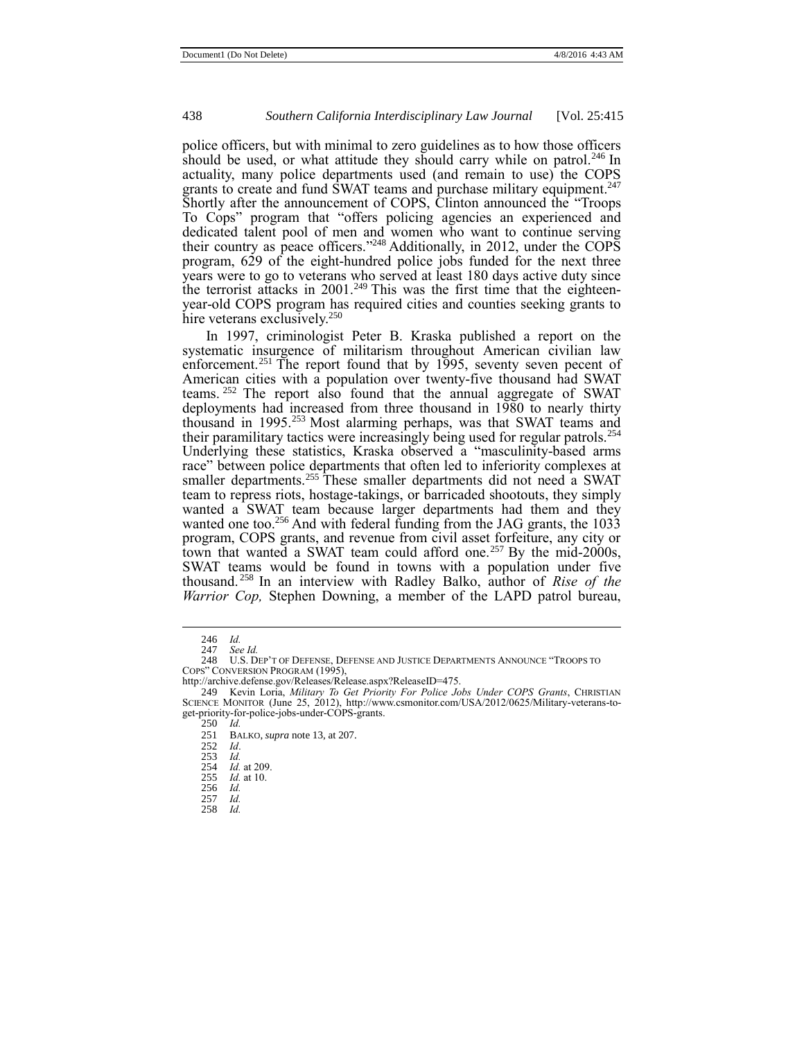police officers, but with minimal to zero guidelines as to how those officers should be used, or what attitude they should carry while on patrol.[246] In actuality, many police departments used (and remain to use) the COPS grants to create and fund SWAT teams and purchase military equipment.[247] Shortly after the announcement of COPS, Clinton announced the "Troops To Cops" program that "offers policing agencies an experienced and dedicated talent pool of men and women who want to continue serving their country as peace officers."[248] Additionally, in 2012, under the COPS program, 629 of the eight-hundred police jobs funded for the next three years were to go to veterans who served at least 180 days active duty since the terrorist attacks in 2001.[249] This was the first time that the eighteen-year-old COPS program has required cities and counties seeking grants to hire veterans exclusively.[250]

In 1997, criminologist Peter B. Kraska published a report on the systematic insurgence of militarism throughout American civilian law enforcement.[251] The report found that by 1995, seventy seven pecent of American cities with a population over twenty-five thousand had SWAT teams.[252] The report also found that the annual aggregate of SWAT deployments had increased from three thousand in 1980 to nearly thirty thousand in 1995.[253] Most alarming perhaps, was that SWAT teams and their paramilitary tactics were increasingly being used for regular patrols.[254] Underlying these statistics, Kraska observed a "masculinity-based arms race" between police departments that often led to inferiority complexes at smaller departments.[255] These smaller departments did not need a SWAT team to repress riots, hostage-takings, or barricaded shootouts, they simply wanted a SWAT team because larger departments had them and they wanted one too.[256] And with federal funding from the JAG grants, the 1033 program, COPS grants, and revenue from civil asset forfeiture, any city or town that wanted a SWAT team could afford one.[257] By the mid-2000s, SWAT teams would be found in towns with a population under five thousand.[258] In an interview with Radley Balko, author of *Rise of the Warrior Cop,* Stephen Downing, a member of the LAPD patrol bureau,

---

246 *Id.*

247 *See Id.*

248 U.S. DEP'T OF DEFENSE, DEFENSE AND JUSTICE DEPARTMENTS ANNOUNCE "TROOPS TO COPS" CONVERSION PROGRAM (1995), http://archive.defense.gov/Releases/Release.aspx?ReleaseID=475.

249 Kevin Loria, *Military To Get Priority For Police Jobs Under COPS Grants*, CHRISTIAN SCIENCE MONITOR (June 25, 2012), http://www.csmonitor.com/USA/2012/0625/Military-veterans-to-get-priority-for-police-jobs-under-COPS-grants.

250 *Id.*

251 BALKO, *supra* note 13, at 207.

252 *Id.*

253 *Id.*

254 *Id.* at 209.

255 *Id.* at 10.

256 *Id.*

257 *Id.*

258 *Id.*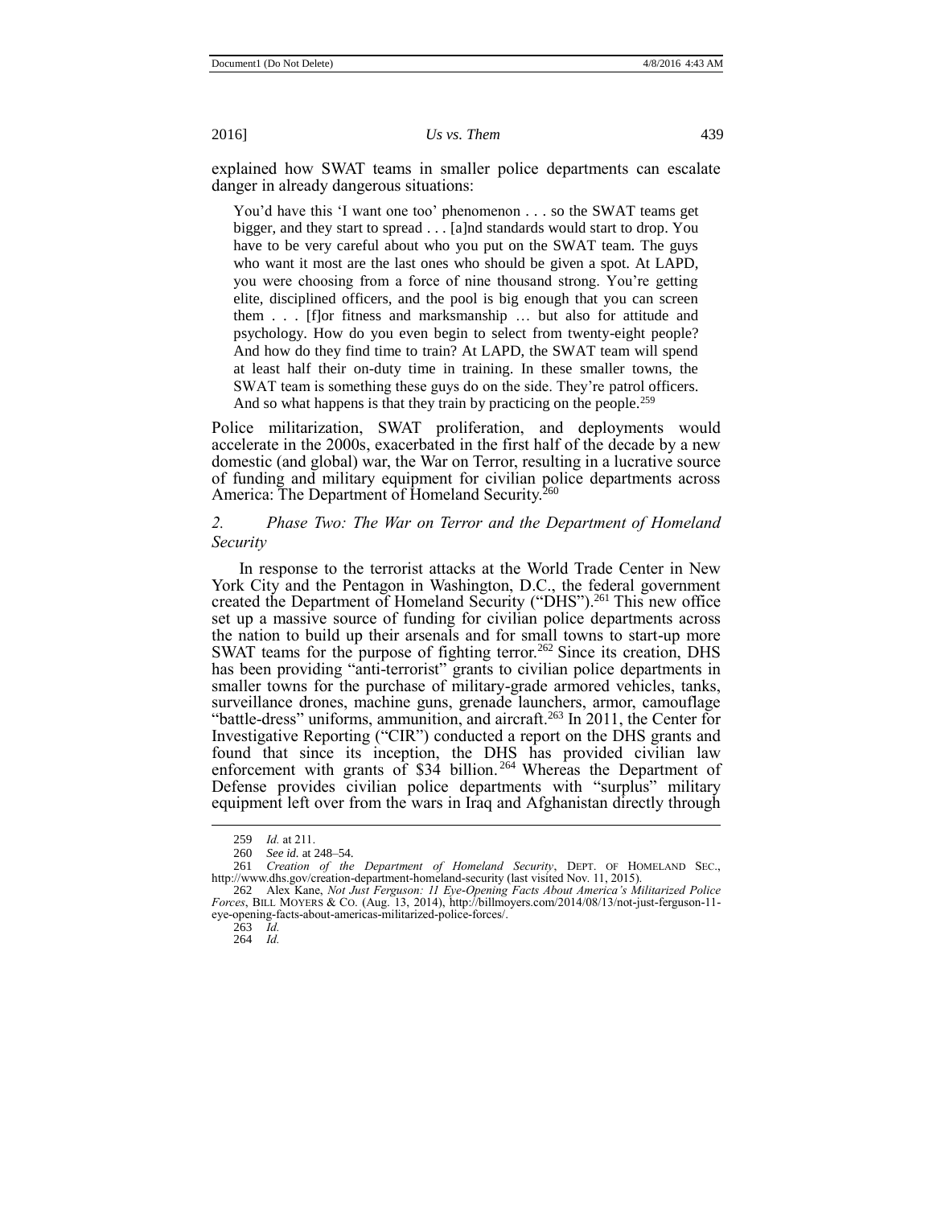explained how SWAT teams in smaller police departments can escalate danger in already dangerous situations:

> You'd have this 'I want one too' phenomenon . . . so the SWAT teams get bigger, and they start to spread . . . [a]nd standards would start to drop. You have to be very careful about who you put on the SWAT team. The guys who want it most are the last ones who should be given a spot. At LAPD, you were choosing from a force of nine thousand strong. You're getting elite, disciplined officers, and the pool is big enough that you can screen them . . . [f]or fitness and marksmanship … but also for attitude and psychology. How do you even begin to select from twenty-eight people? And how do they find time to train? At LAPD, the SWAT team will spend at least half their on-duty time in training. In these smaller towns, the SWAT team is something these guys do on the side. They're patrol officers. And so what happens is that they train by practicing on the people.[259]

Police militarization, SWAT proliferation, and deployments would accelerate in the 2000s, exacerbated in the first half of the decade by a new domestic (and global) war, the War on Terror, resulting in a lucrative source of funding and military equipment for civilian police departments across America: The Department of Homeland Security.[260]

### *2. Phase Two: The War on Terror and the Department of Homeland Security*

In response to the terrorist attacks at the World Trade Center in New York City and the Pentagon in Washington, D.C., the federal government created the Department of Homeland Security ("DHS").[261] This new office set up a massive source of funding for civilian police departments across the nation to build up their arsenals and for small towns to start-up more SWAT teams for the purpose of fighting terror.[262] Since its creation, DHS has been providing "anti-terrorist" grants to civilian police departments in smaller towns for the purchase of military-grade armored vehicles, tanks, surveillance drones, machine guns, grenade launchers, armor, camouflage "battle-dress" uniforms, ammunition, and aircraft.[263] In 2011, the Center for Investigative Reporting ("CIR") conducted a report on the DHS grants and found that since its inception, the DHS has provided civilian law enforcement with grants of $34 billion.[264] Whereas the Department of Defense provides civilian police departments with "surplus" military equipment left over from the wars in Iraq and Afghanistan directly through

---

259 *Id.* at 211.

260 *See id.* at 248–54.

261 *Creation of the Department of Homeland Security*, DEPT. OF HOMELAND SEC., http://www.dhs.gov/creation-department-homeland-security (last visited Nov. 11, 2015).

262 Alex Kane, *Not Just Ferguson: 11 Eye-Opening Facts About America's Militarized Police Forces*, BILL MOYERS & CO. (Aug. 13, 2014), http://billmoyers.com/2014/08/13/not-just-ferguson-11-eye-opening-facts-about-americas-militarized-police-forces/.

263 *Id.*

264 *Id.*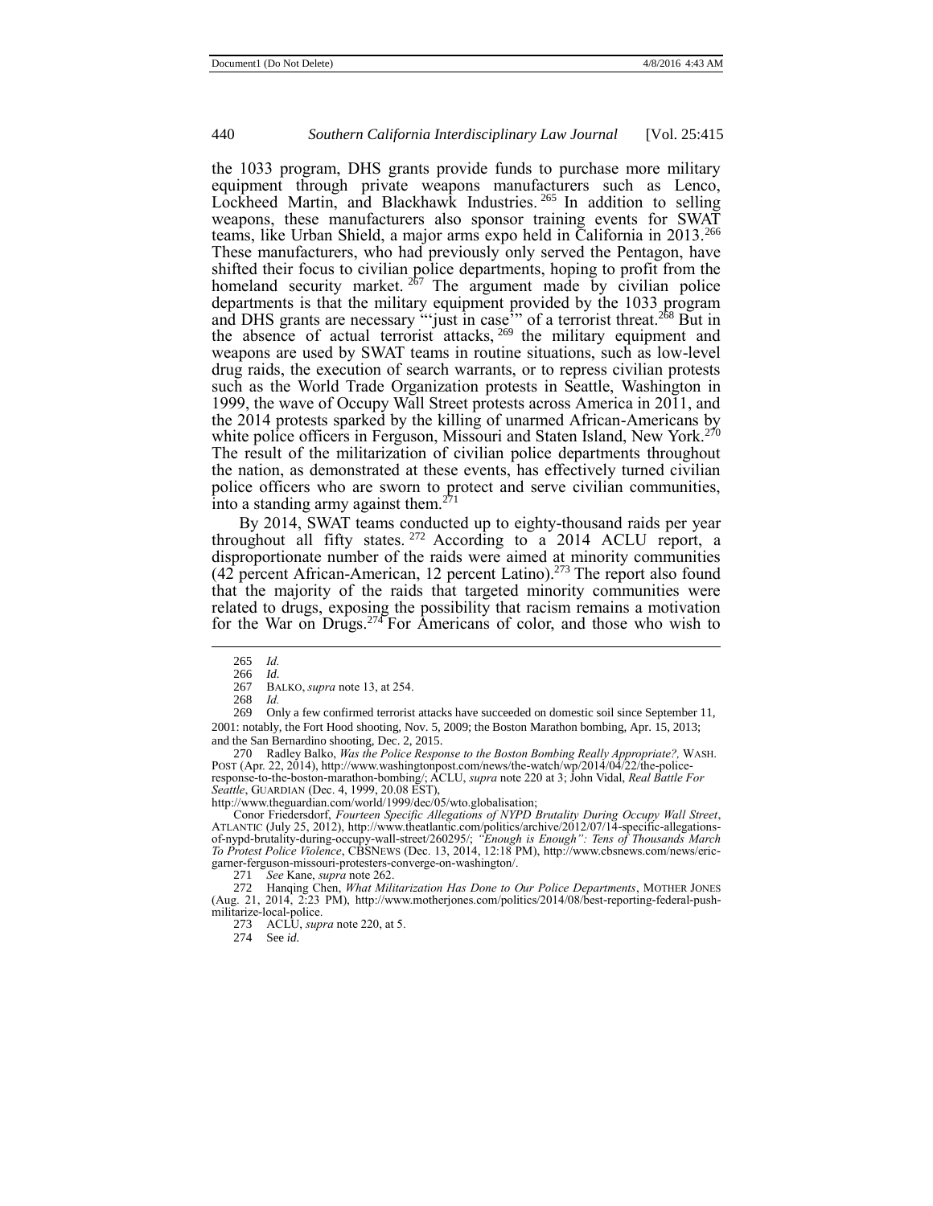the 1033 program, DHS grants provide funds to purchase more military equipment through private weapons manufacturers such as Lenco, Lockheed Martin, and Blackhawk Industries.[265] In addition to selling weapons, these manufacturers also sponsor training events for SWAT teams, like Urban Shield, a major arms expo held in California in 2013.[266] These manufacturers, who had previously only served the Pentagon, have shifted their focus to civilian police departments, hoping to profit from the homeland security market.[267] The argument made by civilian police departments is that the military equipment provided by the 1033 program and DHS grants are necessary "'just in case'" of a terrorist threat.[268] But in the absence of actual terrorist attacks,[269] the military equipment and weapons are used by SWAT teams in routine situations, such as low-level drug raids, the execution of search warrants, or to repress civilian protests such as the World Trade Organization protests in Seattle, Washington in 1999, the wave of Occupy Wall Street protests across America in 2011, and the 2014 protests sparked by the killing of unarmed African-Americans by white police officers in Ferguson, Missouri and Staten Island, New York.[270] The result of the militarization of civilian police departments throughout the nation, as demonstrated at these events, has effectively turned civilian police officers who are sworn to protect and serve civilian communities, into a standing army against them.[271]

By 2014, SWAT teams conducted up to eighty-thousand raids per year throughout all fifty states.[272] According to a 2014 ACLU report, a disproportionate number of the raids were aimed at minority communities (42 percent African-American, 12 percent Latino).[273] The report also found that the majority of the raids that targeted minority communities were related to drugs, exposing the possibility that racism remains a motivation for the War on Drugs.[274] For Americans of color, and those who wish to

---

265 *Id.*

266 *Id.*

267 BALKO, *supra* note 13, at 254.

268 *Id.*

269 Only a few confirmed terrorist attacks have succeeded on domestic soil since September 11, 2001: notably, the Fort Hood shooting, Nov. 5, 2009; the Boston Marathon bombing, Apr. 15, 2013; and the San Bernardino shooting, Dec. 2, 2015.

270 Radley Balko, *Was the Police Response to the Boston Bombing Really Appropriate?,* WASH. POST (Apr. 22, 2014), http://www.washingtonpost.com/news/the-watch/wp/2014/04/22/the-police-response-to-the-boston-marathon-bombing/; ACLU, *supra* note 220 at 3; John Vidal, *Real Battle For Seattle*, GUARDIAN (Dec. 4, 1999, 20.08 EST), http://www.theguardian.com/world/1999/dec/05/wto.globalisation; Conor Friedersdorf, *Fourteen Specific Allegations of NYPD Brutality During Occupy Wall Street*, ATLANTIC (July 25, 2012), http://www.theatlantic.com/politics/archive/2012/07/14-specific-allegations-of-nypd-brutality-during-occupy-wall-street/260295/; *"Enough is Enough": Tens of Thousands March To Protest Police Violence*, CBSNEWS (Dec. 13, 2014, 12:18 PM), http://www.cbsnews.com/news/eric-garner-ferguson-missouri-protesters-converge-on-washington/.

271 *See* Kane, *supra* note 262.

272 Hanqing Chen, *What Militarization Has Done to Our Police Departments*, MOTHER JONES (Aug. 21, 2014, 2:23 PM), http://www.motherjones.com/politics/2014/08/best-reporting-federal-push-militarize-local-police.

273 ACLU, *supra* note 220, at 5.

274 See *id.*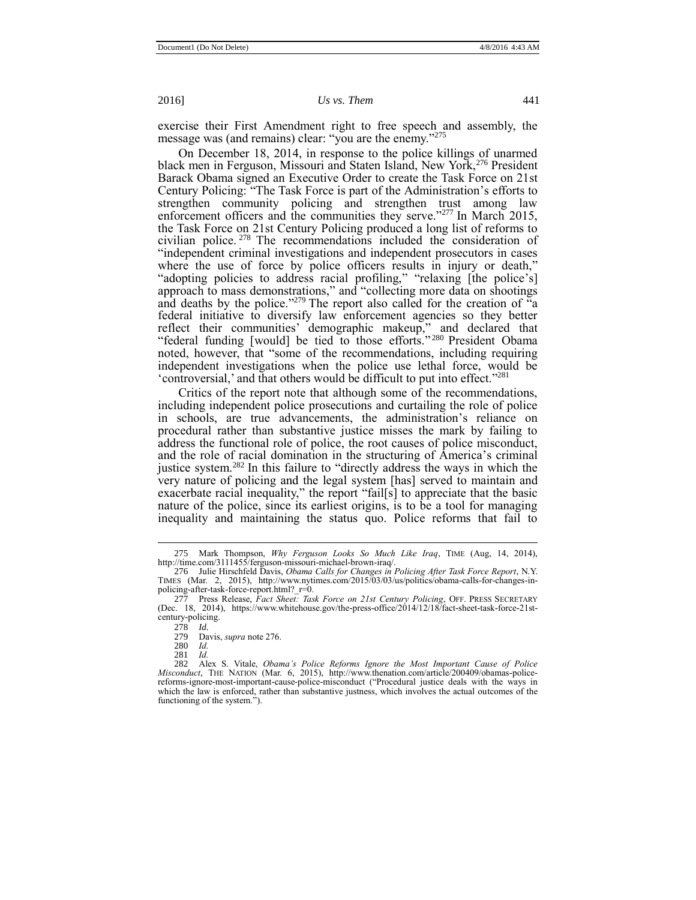exercise their First Amendment right to free speech and assembly, the message was (and remains) clear: "you are the enemy."[275]

On December 18, 2014, in response to the police killings of unarmed black men in Ferguson, Missouri and Staten Island, New York,[276] President Barack Obama signed an Executive Order to create the Task Force on 21st Century Policing: "The Task Force is part of the Administration's efforts to strengthen community policing and strengthen trust among law enforcement officers and the communities they serve."[277] In March 2015, the Task Force on 21st Century Policing produced a long list of reforms to civilian police.[278] The recommendations included the consideration of "independent criminal investigations and independent prosecutors in cases where the use of force by police officers results in injury or death," "adopting policies to address racial profiling," "relaxing [the police's] approach to mass demonstrations," and "collecting more data on shootings and deaths by the police."[279] The report also called for the creation of "a federal initiative to diversify law enforcement agencies so they better reflect their communities' demographic makeup," and declared that "federal funding [would] be tied to those efforts."[280] President Obama noted, however, that "some of the recommendations, including requiring independent investigations when the police use lethal force, would be 'controversial,' and that others would be difficult to put into effect."[281]

Critics of the report note that although some of the recommendations, including independent police prosecutions and curtailing the role of police in schools, are true advancements, the administration's reliance on procedural rather than substantive justice misses the mark by failing to address the functional role of police, the root causes of police misconduct, and the role of racial domination in the structuring of America's criminal justice system.[282] In this failure to "directly address the ways in which the very nature of policing and the legal system [has] served to maintain and exacerbate racial inequality," the report "fail[s] to appreciate that the basic nature of the police, since its earliest origins, is to be a tool for managing inequality and maintaining the status quo. Police reforms that fail to

---

275 Mark Thompson, *Why Ferguson Looks So Much Like Iraq*, TIME (Aug, 14, 2014), http://time.com/3111455/ferguson-missouri-michael-brown-iraq/.

276 Julie Hirschfeld Davis, *Obama Calls for Changes in Policing After Task Force Report*, N.Y. TIMES (Mar. 2, 2015), http://www.nytimes.com/2015/03/03/us/politics/obama-calls-for-changes-in-policing-after-task-force-report.html?_r=0.

277 Press Release, *Fact Sheet: Task Force on 21st Century Policing*, OFF. PRESS SECRETARY (Dec. 18, 2014), https://www.whitehouse.gov/the-press-office/2014/12/18/fact-sheet-task-force-21st-century-policing.

278 *Id.*

279 Davis, *supra* note 276.

280 *Id.*

281 *Id.*

282 Alex S. Vitale, *Obama's Police Reforms Ignore the Most Important Cause of Police Misconduct*, THE NATION (Mar. 6, 2015), http://www.thenation.com/article/200409/obamas-police-reforms-ignore-most-important-cause-police-misconduct ("Procedural justice deals with the ways in which the law is enforced, rather than substantive justness, which involves the actual outcomes of the functioning of the system.").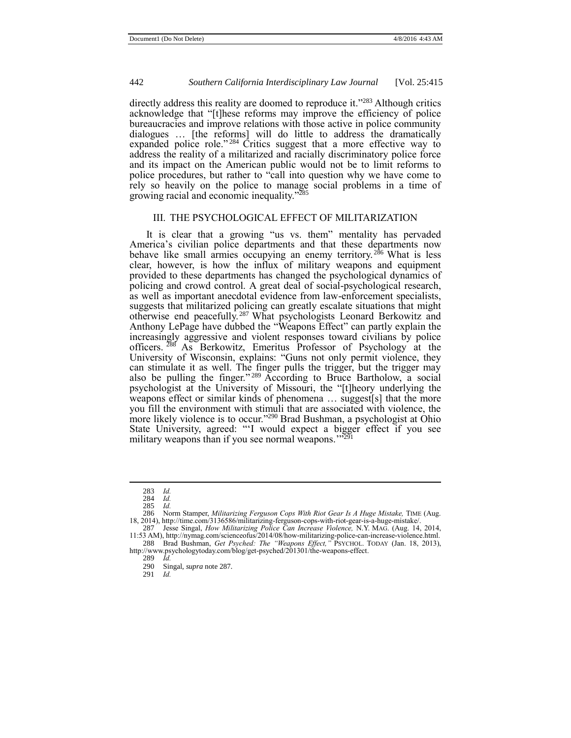directly address this reality are doomed to reproduce it."[283] Although critics acknowledge that "[t]hese reforms may improve the efficiency of police bureaucracies and improve relations with those active in police community dialogues … [the reforms] will do little to address the dramatically expanded police role."[284] Critics suggest that a more effective way to address the reality of a militarized and racially discriminatory police force and its impact on the American public would not be to limit reforms to police procedures, but rather to "call into question why we have come to rely so heavily on the police to manage social problems in a time of growing racial and economic inequality."[285]

## III. THE PSYCHOLOGICAL EFFECT OF MILITARIZATION

It is clear that a growing "us vs. them" mentality has pervaded America's civilian police departments and that these departments now behave like small armies occupying an enemy territory.[286] What is less clear, however, is how the influx of military weapons and equipment provided to these departments has changed the psychological dynamics of policing and crowd control. A great deal of social-psychological research, as well as important anecdotal evidence from law-enforcement specialists, suggests that militarized policing can greatly escalate situations that might otherwise end peacefully.[287] What psychologists Leonard Berkowitz and Anthony LePage have dubbed the "Weapons Effect" can partly explain the increasingly aggressive and violent responses toward civilians by police officers.[288] As Berkowitz, Emeritus Professor of Psychology at the University of Wisconsin, explains: "Guns not only permit violence, they can stimulate it as well. The finger pulls the trigger, but the trigger may also be pulling the finger."[289] According to Bruce Bartholow, a social psychologist at the University of Missouri, the "[t]heory underlying the weapons effect or similar kinds of phenomena … suggest[s] that the more you fill the environment with stimuli that are associated with violence, the more likely violence is to occur."[290] Brad Bushman, a psychologist at Ohio State University, agreed: "'I would expect a bigger effect if you see military weapons than if you see normal weapons.'"[291]

---

283 *Id.*

284 *Id.*

285 *Id.*

286 Norm Stamper, *Militarizing Ferguson Cops With Riot Gear Is A Huge Mistake,* TIME (Aug. 18, 2014), http://time.com/3136586/militarizing-ferguson-cops-with-riot-gear-is-a-huge-mistake/.

287 Jesse Singal, *How Militarizing Police Can Increase Violence,* N.Y. MAG. (Aug. 14, 2014, 11:53 AM), http://nymag.com/scienceofus/2014/08/how-militarizing-police-can-increase-violence.html.

288 Brad Bushman, *Get Psyched: The "Weapons Effect,"* PSYCHOL. TODAY (Jan. 18, 2013), http://www.psychologytoday.com/blog/get-psyched/201301/the-weapons-effect.

289 *Id.*

290 Singal, *supra* note 287.

291 *Id.*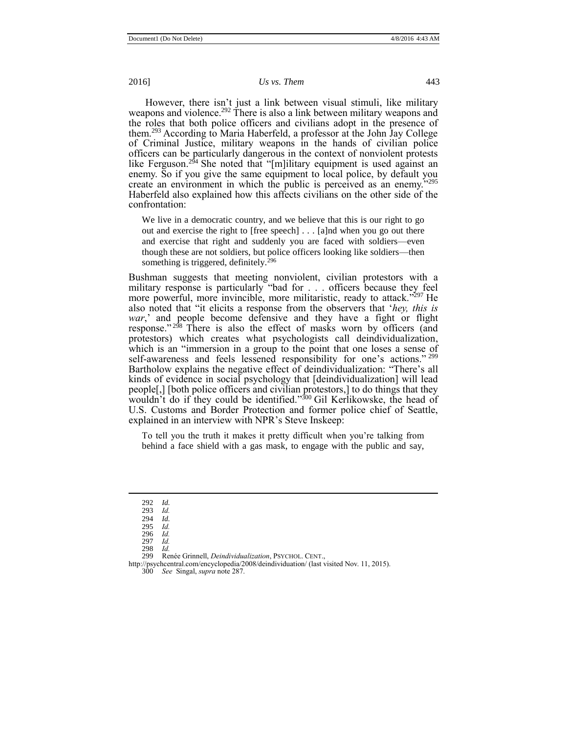However, there isn't just a link between visual stimuli, like military weapons and violence.[292] There is also a link between military weapons and the roles that both police officers and civilians adopt in the presence of them.[293] According to Maria Haberfeld, a professor at the John Jay College of Criminal Justice, military weapons in the hands of civilian police officers can be particularly dangerous in the context of nonviolent protests like Ferguson.[294] She noted that "[m]ilitary equipment is used against an enemy. So if you give the same equipment to local police, by default you create an environment in which the public is perceived as an enemy."[295] Haberfeld also explained how this affects civilians on the other side of the confrontation:

> We live in a democratic country, and we believe that this is our right to go out and exercise the right to [free speech] . . . [a]nd when you go out there and exercise that right and suddenly you are faced with soldiers—even though these are not soldiers, but police officers looking like soldiers—then something is triggered, definitely.[296]

Bushman suggests that meeting nonviolent, civilian protestors with a military response is particularly "bad for . . . officers because they feel more powerful, more invincible, more militaristic, ready to attack."[297] He also noted that "it elicits a response from the observers that '*hey, this is war*,' and people become defensive and they have a fight or flight response."[298] There is also the effect of masks worn by officers (and protestors) which creates what psychologists call deindividualization, which is an "immersion in a group to the point that one loses a sense of self-awareness and feels lessened responsibility for one's actions."[299] Bartholow explains the negative effect of deindividualization: "There's all kinds of evidence in social psychology that [deindividualization] will lead people[,] [both police officers and civilian protestors,] to do things that they wouldn't do if they could be identified."[300] Gil Kerlikowske, the head of U.S. Customs and Border Protection and former police chief of Seattle, explained in an interview with NPR's Steve Inskeep:

> To tell you the truth it makes it pretty difficult when you're talking from behind a face shield with a gas mask, to engage with the public and say,

---

292 *Id.*
293 *Id.*
294 *Id.*
295 *Id.*
296 *Id.*
297 *Id.*
298 *Id.*
299 Renée Grinnell, *Deindividualization*, PSYCHOL. CENT., http://psychcentral.com/encyclopedia/2008/deindividuation/ (last visited Nov. 11, 2015).
300 *See* Singal, *supra* note 287.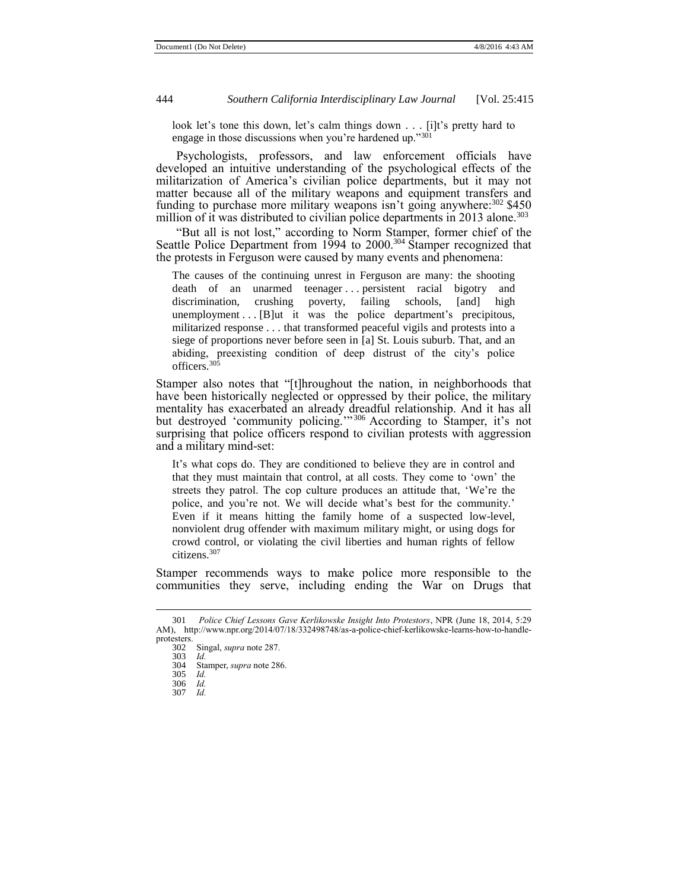look let's tone this down, let's calm things down . . . [i]t's pretty hard to engage in those discussions when you're hardened up."[301]

Psychologists, professors, and law enforcement officials have developed an intuitive understanding of the psychological effects of the militarization of America's civilian police departments, but it may not matter because all of the military weapons and equipment transfers and funding to purchase more military weapons isn't going anywhere:[302] $450 million of it was distributed to civilian police departments in 2013 alone.[303]

"But all is not lost," according to Norm Stamper, former chief of the Seattle Police Department from 1994 to 2000.[304] Stamper recognized that the protests in Ferguson were caused by many events and phenomena:

> The causes of the continuing unrest in Ferguson are many: the shooting death of an unarmed teenager . . . persistent racial bigotry and discrimination, crushing poverty, failing schools, [and] high unemployment . . . [B]ut it was the police department's precipitous, militarized response . . . that transformed peaceful vigils and protests into a siege of proportions never before seen in [a] St. Louis suburb. That, and an abiding, preexisting condition of deep distrust of the city's police officers.[305]

Stamper also notes that "[t]hroughout the nation, in neighborhoods that have been historically neglected or oppressed by their police, the military mentality has exacerbated an already dreadful relationship. And it has all but destroyed 'community policing.'"[306] According to Stamper, it's not surprising that police officers respond to civilian protests with aggression and a military mind-set:

> It's what cops do. They are conditioned to believe they are in control and that they must maintain that control, at all costs. They come to 'own' the streets they patrol. The cop culture produces an attitude that, 'We're the police, and you're not. We will decide what's best for the community.' Even if it means hitting the family home of a suspected low-level, nonviolent drug offender with maximum military might, or using dogs for crowd control, or violating the civil liberties and human rights of fellow citizens.[307]

Stamper recommends ways to make police more responsible to the communities they serve, including ending the War on Drugs that

---

301 *Police Chief Lessons Gave Kerlikowske Insight Into Protestors*, NPR (June 18, 2014, 5:29 AM), http://www.npr.org/2014/07/18/332498748/as-a-police-chief-kerlikowske-learns-how-to-handle-protesters.

302 Singal, *supra* note 287.

303 *Id.*

304 Stamper, *supra* note 286.

305 *Id.*

306 *Id.*

307 *Id.*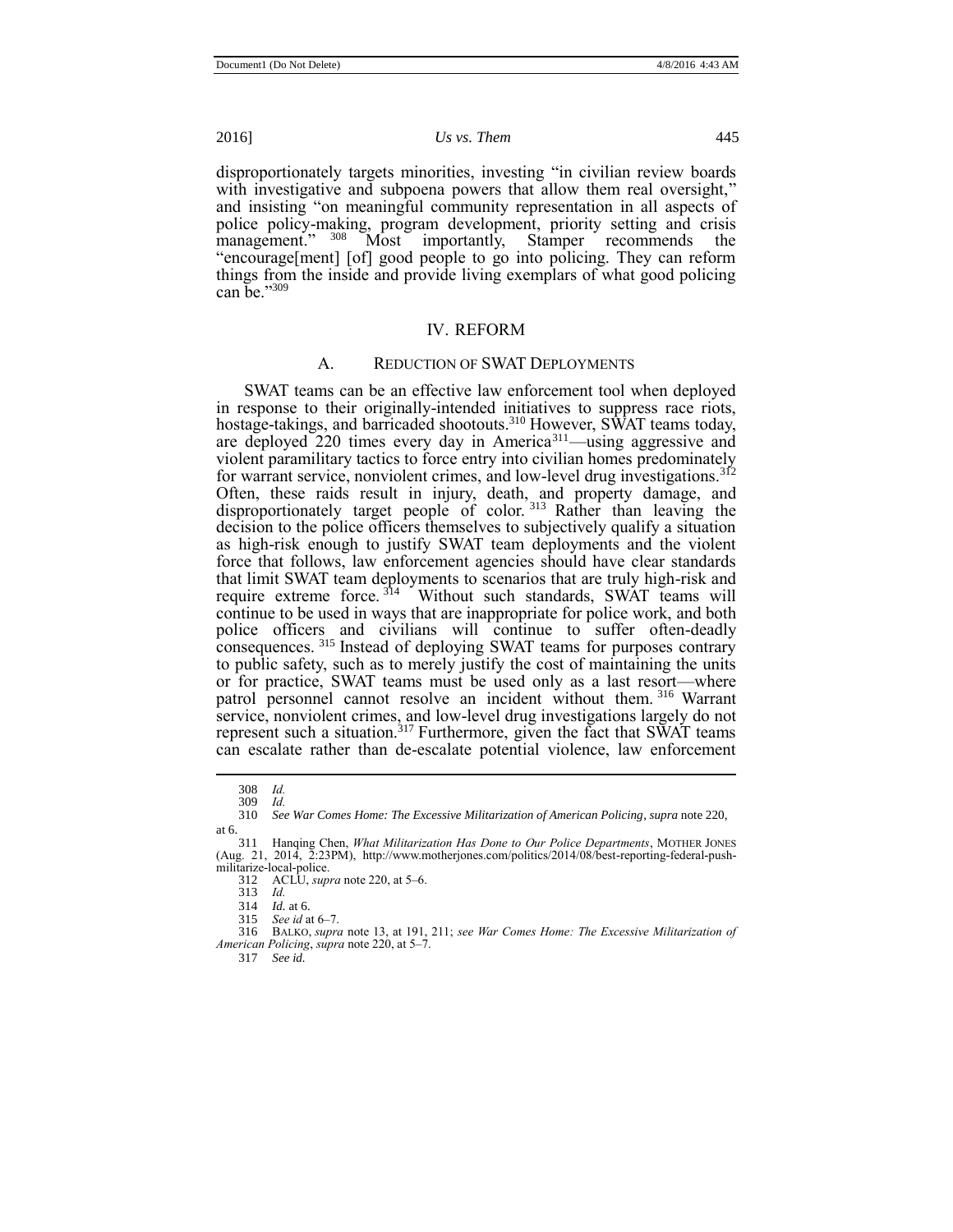disproportionately targets minorities, investing "in civilian review boards with investigative and subpoena powers that allow them real oversight," and insisting "on meaningful community representation in all aspects of police policy-making, program development, priority setting and crisis management."[308] Most importantly, Stamper recommends the "encourage[ment] [of] good people to go into policing. They can reform things from the inside and provide living exemplars of what good policing can be."[309]

## IV. REFORM

### A. REDUCTION OF SWAT DEPLOYMENTS

SWAT teams can be an effective law enforcement tool when deployed in response to their originally-intended initiatives to suppress race riots, hostage-takings, and barricaded shootouts.[310] However, SWAT teams today, are deployed 220 times every day in America[311]—using aggressive and violent paramilitary tactics to force entry into civilian homes predominately for warrant service, nonviolent crimes, and low-level drug investigations.[312] Often, these raids result in injury, death, and property damage, and disproportionately target people of color.[313] Rather than leaving the decision to the police officers themselves to subjectively qualify a situation as high-risk enough to justify SWAT team deployments and the violent force that follows, law enforcement agencies should have clear standards that limit SWAT team deployments to scenarios that are truly high-risk and require extreme force.[314] Without such standards, SWAT teams will continue to be used in ways that are inappropriate for police work, and both police officers and civilians will continue to suffer often-deadly consequences.[315] Instead of deploying SWAT teams for purposes contrary to public safety, such as to merely justify the cost of maintaining the units or for practice, SWAT teams must be used only as a last resort—where patrol personnel cannot resolve an incident without them.[316] Warrant service, nonviolent crimes, and low-level drug investigations largely do not represent such a situation.[317] Furthermore, given the fact that SWAT teams can escalate rather than de-escalate potential violence, law enforcement

---

308 *Id.*

309 *Id.*

310 *See War Comes Home: The Excessive Militarization of American Policing*, *supra* note 220, at 6.

311 Hanqing Chen, *What Militarization Has Done to Our Police Departments*, MOTHER JONES (Aug. 21, 2014, 2:23PM), http://www.motherjones.com/politics/2014/08/best-reporting-federal-push-militarize-local-police.

312 ACLU, *supra* note 220, at 5–6.

313 *Id.*

314 *Id.* at 6.

315 *See id* at 6–7.

316 BALKO, *supra* note 13, at 191, 211; *see War Comes Home: The Excessive Militarization of American Policing*, *supra* note 220, at 5–7.

317 *See id.*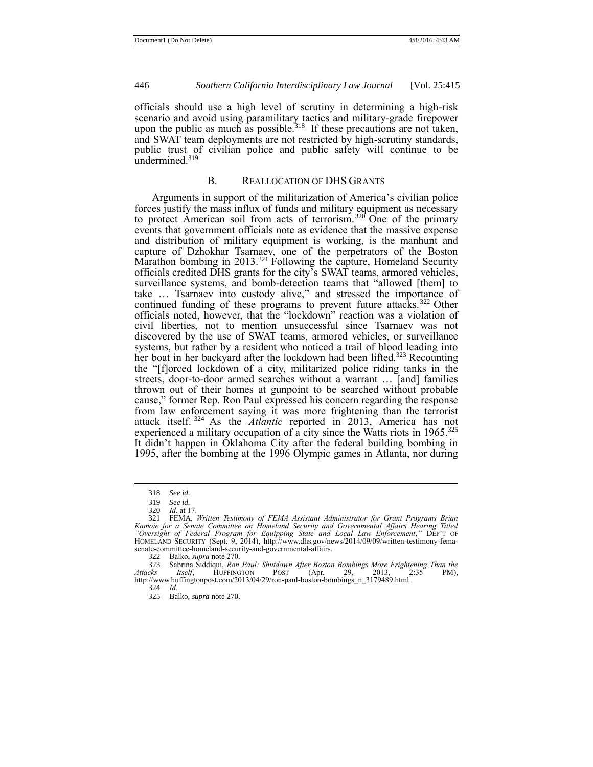officials should use a high level of scrutiny in determining a high-risk scenario and avoid using paramilitary tactics and military-grade firepower upon the public as much as possible.[318] If these precautions are not taken, and SWAT team deployments are not restricted by high-scrutiny standards, public trust of civilian police and public safety will continue to be undermined.[319]

## B. Reallocation of DHS Grants

Arguments in support of the militarization of America's civilian police forces justify the mass influx of funds and military equipment as necessary to protect American soil from acts of terrorism.[320] One of the primary events that government officials note as evidence that the massive expense and distribution of military equipment is working, is the manhunt and capture of Dzhokhar Tsarnaev, one of the perpetrators of the Boston Marathon bombing in 2013.[321] Following the capture, Homeland Security officials credited DHS grants for the city's SWAT teams, armored vehicles, surveillance systems, and bomb-detection teams that "allowed [them] to take … Tsarnaev into custody alive," and stressed the importance of continued funding of these programs to prevent future attacks.[322] Other officials noted, however, that the "lockdown" reaction was a violation of civil liberties, not to mention unsuccessful since Tsarnaev was not discovered by the use of SWAT teams, armored vehicles, or surveillance systems, but rather by a resident who noticed a trail of blood leading into her boat in her backyard after the lockdown had been lifted.[323] Recounting the "[f]orced lockdown of a city, militarized police riding tanks in the streets, door-to-door armed searches without a warrant … [and] families thrown out of their homes at gunpoint to be searched without probable cause," former Rep. Ron Paul expressed his concern regarding the response from law enforcement saying it was more frightening than the terrorist attack itself.[324] As the *Atlantic* reported in 2013, America has not experienced a military occupation of a city since the Watts riots in 1965.[325] It didn't happen in Oklahoma City after the federal building bombing in 1995, after the bombing at the 1996 Olympic games in Atlanta, nor during

---

318 *See id.*

319 *See id.*

320 *Id.* at 17.

321 FEMA, *Written Testimony of FEMA Assistant Administrator for Grant Programs Brian Kamoie for a Senate Committee on Homeland Security and Governmental Affairs Hearing Titled "Oversight of Federal Program for Equipping State and Local Law Enforcement*,*"* DEP'T OF HOMELAND SECURITY (Sept. 9, 2014), http://www.dhs.gov/news/2014/09/09/written-testimony-fema-senate-committee-homeland-security-and-governmental-affairs.

322 Balko, *supra* note 270.

323 Sabrina Siddiqui, *Ron Paul: Shutdown After Boston Bombings More Frightening Than the Attacks Itself*, HUFFINGTON POST (Apr. 29, 2013, 2:35 PM), http://www.huffingtonpost.com/2013/04/29/ron-paul-boston-bombings_n_3179489.html.

324 *Id.*

325 Balko, *supra* note 270.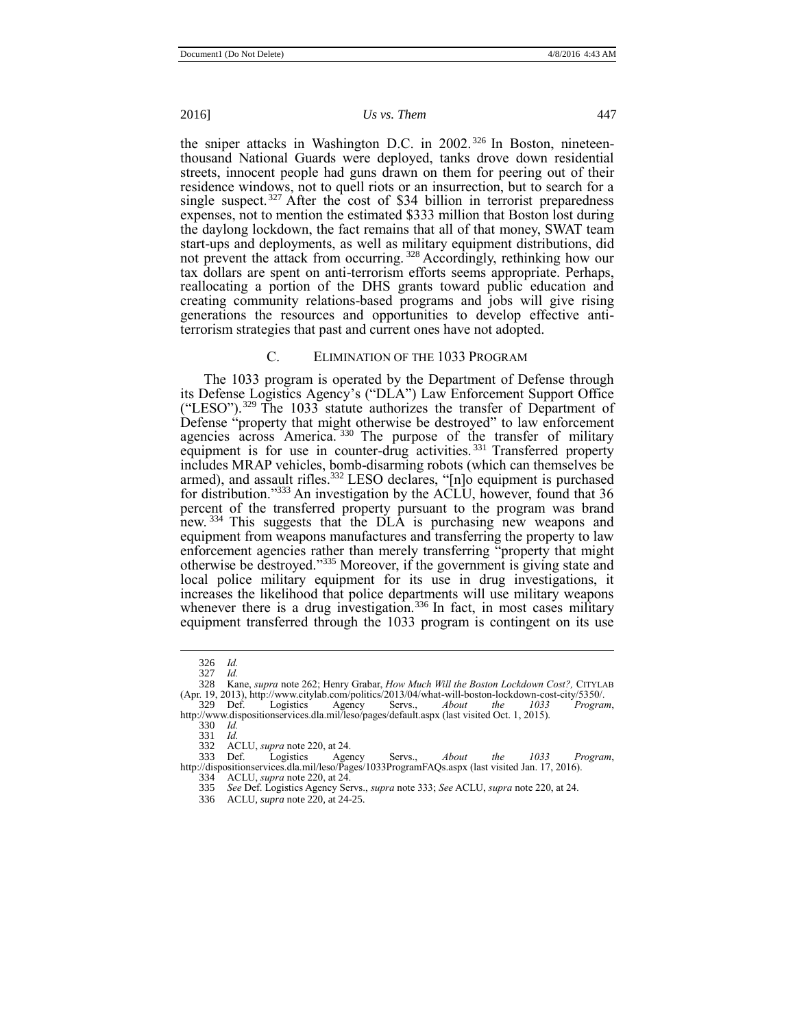the sniper attacks in Washington D.C. in 2002.[326] In Boston, nineteen-thousand National Guards were deployed, tanks drove down residential streets, innocent people had guns drawn on them for peering out of their residence windows, not to quell riots or an insurrection, but to search for a single suspect.[327] After the cost of $34 billion in terrorist preparedness expenses, not to mention the estimated $333 million that Boston lost during the daylong lockdown, the fact remains that all of that money, SWAT team start-ups and deployments, as well as military equipment distributions, did not prevent the attack from occurring.[328] Accordingly, rethinking how our tax dollars are spent on anti-terrorism efforts seems appropriate. Perhaps, reallocating a portion of the DHS grants toward public education and creating community relations-based programs and jobs will give rising generations the resources and opportunities to develop effective anti-terrorism strategies that past and current ones have not adopted.

## C. Elimination of the 1033 Program

The 1033 program is operated by the Department of Defense through its Defense Logistics Agency's ("DLA") Law Enforcement Support Office ("LESO").[329] The 1033 statute authorizes the transfer of Department of Defense "property that might otherwise be destroyed" to law enforcement agencies across America.[330] The purpose of the transfer of military equipment is for use in counter-drug activities.[331] Transferred property includes MRAP vehicles, bomb-disarming robots (which can themselves be armed), and assault rifles.[332] LESO declares, "[n]o equipment is purchased for distribution."[333] An investigation by the ACLU, however, found that 36 percent of the transferred property pursuant to the program was brand new.[334] This suggests that the DLA is purchasing new weapons and equipment from weapons manufactures and transferring the property to law enforcement agencies rather than merely transferring "property that might otherwise be destroyed."[335] Moreover, if the government is giving state and local police military equipment for its use in drug investigations, it increases the likelihood that police departments will use military weapons whenever there is a drug investigation.[336] In fact, in most cases military equipment transferred through the 1033 program is contingent on its use

---

326 *Id.*

327 *Id.*

328 Kane, *supra* note 262; Henry Grabar, *How Much Will the Boston Lockdown Cost?,* CITYLAB (Apr. 19, 2013), http://www.citylab.com/politics/2013/04/what-will-boston-lockdown-cost-city/5350/.

329 Def. Logistics Agency Servs., *About the 1033 Program*, http://www.dispositionservices.dla.mil/leso/pages/default.aspx (last visited Oct. 1, 2015).

330 *Id.*

331 *Id.*

332 ACLU, *supra* note 220, at 24.

333 Def. Logistics Agency Servs., *About the 1033 Program*, http://dispositionservices.dla.mil/leso/Pages/1033ProgramFAQs.aspx (last visited Jan. 17, 2016).

334 ACLU, *supra* note 220, at 24.

335 *See* Def. Logistics Agency Servs., *supra* note 333; *See* ACLU, *supra* note 220, at 24.

336 ACLU, *supra* note 220, at 24-25.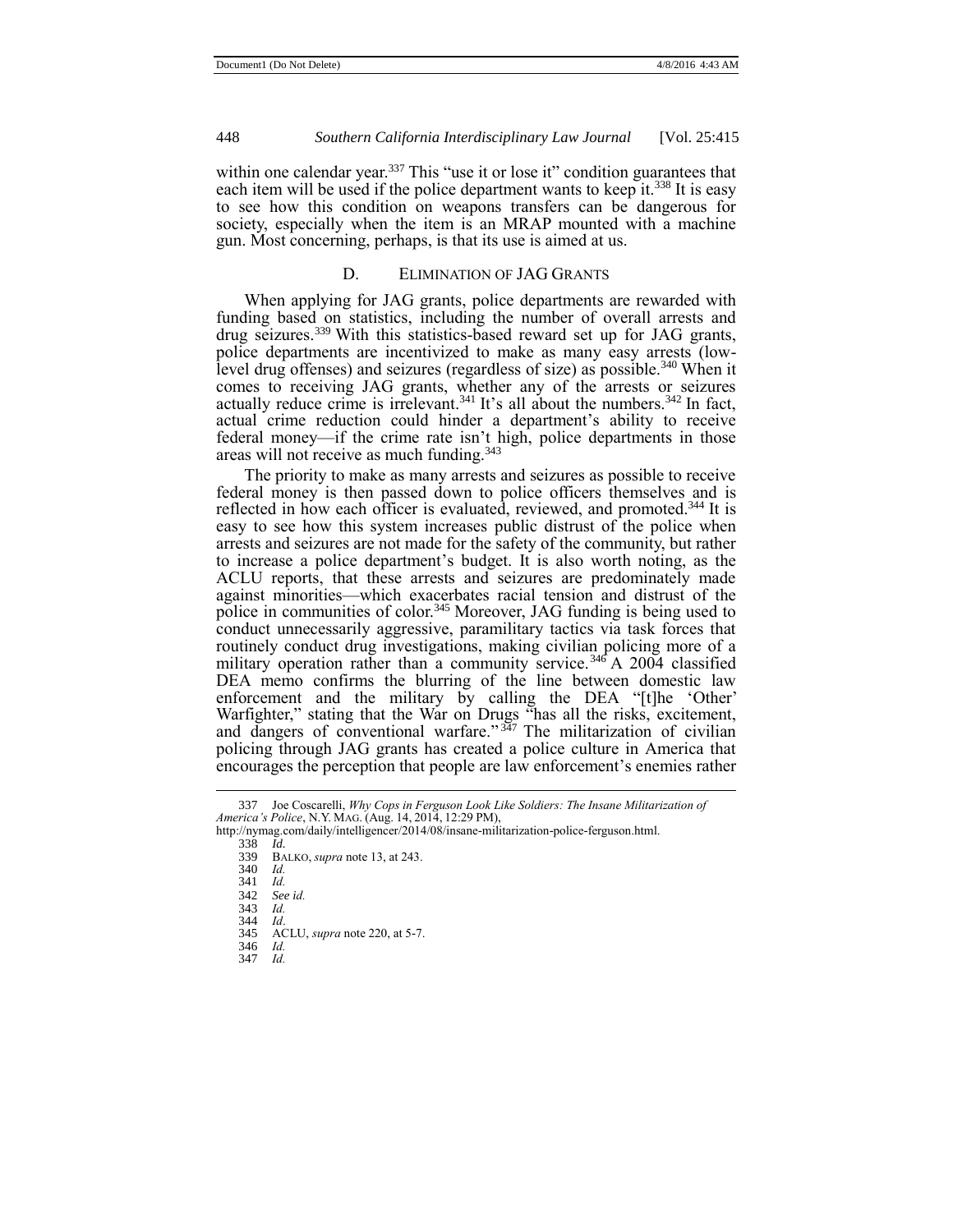within one calendar year.[337] This "use it or lose it" condition guarantees that each item will be used if the police department wants to keep it.[338] It is easy to see how this condition on weapons transfers can be dangerous for society, especially when the item is an MRAP mounted with a machine gun. Most concerning, perhaps, is that its use is aimed at us.

### D. Elimination of JAG Grants

When applying for JAG grants, police departments are rewarded with funding based on statistics, including the number of overall arrests and drug seizures.[339] With this statistics-based reward set up for JAG grants, police departments are incentivized to make as many easy arrests (low-level drug offenses) and seizures (regardless of size) as possible.[340] When it comes to receiving JAG grants, whether any of the arrests or seizures actually reduce crime is irrelevant.[341] It's all about the numbers.[342] In fact, actual crime reduction could hinder a department's ability to receive federal money—if the crime rate isn't high, police departments in those areas will not receive as much funding.[343]

The priority to make as many arrests and seizures as possible to receive federal money is then passed down to police officers themselves and is reflected in how each officer is evaluated, reviewed, and promoted.[344] It is easy to see how this system increases public distrust of the police when arrests and seizures are not made for the safety of the community, but rather to increase a police department's budget. It is also worth noting, as the ACLU reports, that these arrests and seizures are predominately made against minorities—which exacerbates racial tension and distrust of the police in communities of color.[345] Moreover, JAG funding is being used to conduct unnecessarily aggressive, paramilitary tactics via task forces that routinely conduct drug investigations, making civilian policing more of a military operation rather than a community service.[346] A 2004 classified DEA memo confirms the blurring of the line between domestic law enforcement and the military by calling the DEA "[t]he 'Other' Warfighter," stating that the War on Drugs "has all the risks, excitement, and dangers of conventional warfare."[347] The militarization of civilian policing through JAG grants has created a police culture in America that encourages the perception that people are law enforcement's enemies rather

---

337 Joe Coscarelli, *Why Cops in Ferguson Look Like Soldiers: The Insane Militarization of America's Police*, N.Y. MAG. (Aug. 14, 2014, 12:29 PM), http://nymag.com/daily/intelligencer/2014/08/insane-militarization-police-ferguson.html.

338 *Id.*

339 BALKO, *supra* note 13, at 243.

340 *Id.*

341 *Id.*

342 *See id.*

343 *Id.*

344 *Id.*

345 ACLU, *supra* note 220, at 5-7.

346 *Id.*

347 *Id.*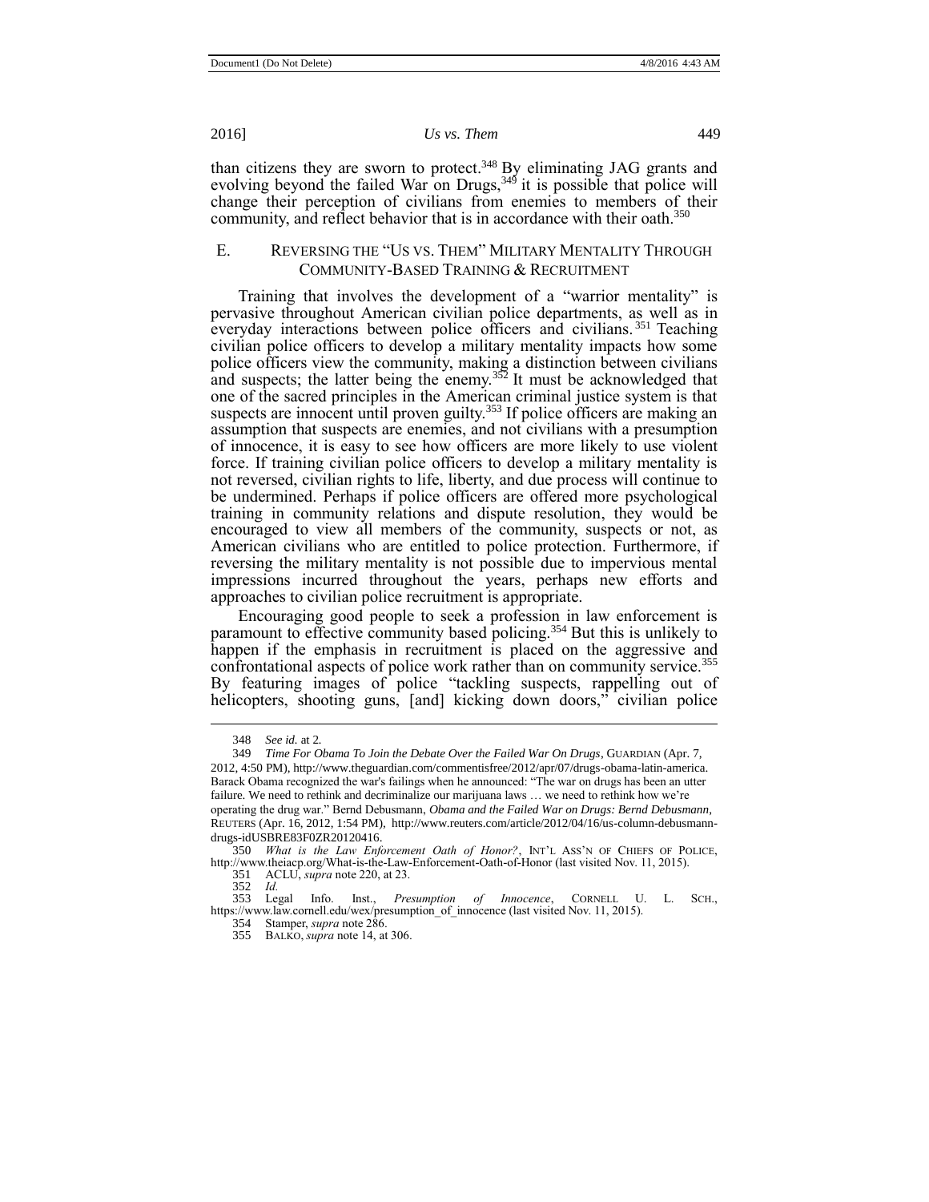than citizens they are sworn to protect.[348] By eliminating JAG grants and evolving beyond the failed War on Drugs,[349] it is possible that police will change their perception of civilians from enemies to members of their community, and reflect behavior that is in accordance with their oath.[350]

## E. Reversing the "Us vs. Them" Military Mentality Through Community-Based Training & Recruitment

Training that involves the development of a "warrior mentality" is pervasive throughout American civilian police departments, as well as in everyday interactions between police officers and civilians.[351] Teaching civilian police officers to develop a military mentality impacts how some police officers view the community, making a distinction between civilians and suspects; the latter being the enemy.[352] It must be acknowledged that one of the sacred principles in the American criminal justice system is that suspects are innocent until proven guilty.[353] If police officers are making an assumption that suspects are enemies, and not civilians with a presumption of innocence, it is easy to see how officers are more likely to use violent force. If training civilian police officers to develop a military mentality is not reversed, civilian rights to life, liberty, and due process will continue to be undermined. Perhaps if police officers are offered more psychological training in community relations and dispute resolution, they would be encouraged to view all members of the community, suspects or not, as American civilians who are entitled to police protection. Furthermore, if reversing the military mentality is not possible due to impervious mental impressions incurred throughout the years, perhaps new efforts and approaches to civilian police recruitment is appropriate.

Encouraging good people to seek a profession in law enforcement is paramount to effective community based policing.[354] But this is unlikely to happen if the emphasis in recruitment is placed on the aggressive and confrontational aspects of police work rather than on community service.[355] By featuring images of police "tackling suspects, rappelling out of helicopters, shooting guns, [and] kicking down doors," civilian police

---

348 *See id.* at 2.

349 *Time For Obama To Join the Debate Over the Failed War On Drugs*, GUARDIAN (Apr. 7, 2012, 4:50 PM), http://www.theguardian.com/commentisfree/2012/apr/07/drugs-obama-latin-america. Barack Obama recognized the war's failings when he announced: "The war on drugs has been an utter failure. We need to rethink and decriminalize our marijuana laws … we need to rethink how we're operating the drug war." Bernd Debusmann, *Obama and the Failed War on Drugs: Bernd Debusmann*, REUTERS (Apr. 16, 2012, 1:54 PM), http://www.reuters.com/article/2012/04/16/us-column-debusmann-drugs-idUSBRE83F0ZR20120416.

350 *What is the Law Enforcement Oath of Honor?*, INT'L ASS'N OF CHIEFS OF POLICE, http://www.theiacp.org/What-is-the-Law-Enforcement-Oath-of-Honor (last visited Nov. 11, 2015).

351 ACLU, *supra* note 220, at 23.

352 *Id.*

353 Legal Info. Inst., *Presumption of Innocence*, CORNELL U. L. SCH., https://www.law.cornell.edu/wex/presumption_of_innocence (last visited Nov. 11, 2015).

354 Stamper, *supra* note 286.

355 BALKO, *supra* note 14, at 306.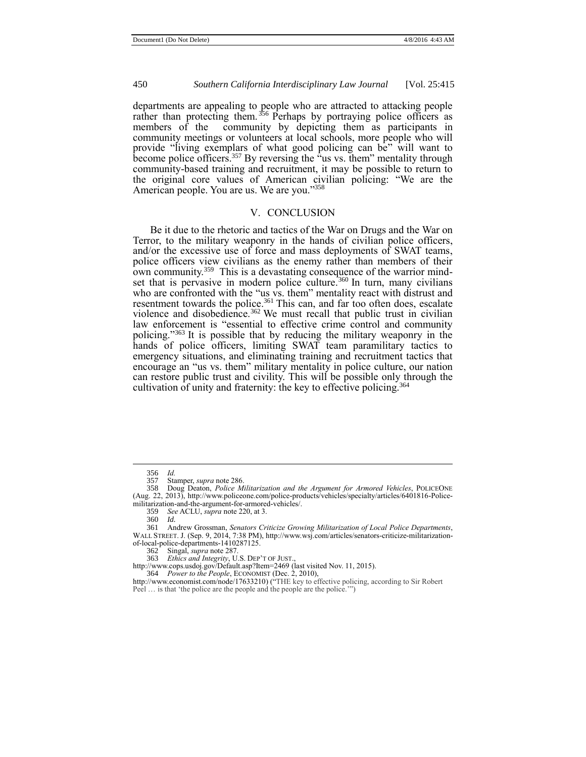departments are appealing to people who are attracted to attacking people rather than protecting them.[356] Perhaps by portraying police officers as members of the community by depicting them as participants in community meetings or volunteers at local schools, more people who will provide "living exemplars of what good policing can be" will want to become police officers.[357] By reversing the "us vs. them" mentality through community-based training and recruitment, it may be possible to return to the original core values of American civilian policing: "We are the American people. You are us. We are you."[358]

## V. CONCLUSION

Be it due to the rhetoric and tactics of the War on Drugs and the War on Terror, to the military weaponry in the hands of civilian police officers, and/or the excessive use of force and mass deployments of SWAT teams, police officers view civilians as the enemy rather than members of their own community.[359] This is a devastating consequence of the warrior mind-set that is pervasive in modern police culture.[360] In turn, many civilians who are confronted with the "us vs. them" mentality react with distrust and resentment towards the police.[361] This can, and far too often does, escalate violence and disobedience.[362] We must recall that public trust in civilian law enforcement is "essential to effective crime control and community policing."[363] It is possible that by reducing the military weaponry in the hands of police officers, limiting SWAT team paramilitary tactics to emergency situations, and eliminating training and recruitment tactics that encourage an "us vs. them" military mentality in police culture, our nation can restore public trust and civility. This will be possible only through the cultivation of unity and fraternity: the key to effective policing.[364]

---

356 *Id.*

357 Stamper, *supra* note 286.

358 Doug Deaton, *Police Militarization and the Argument for Armored Vehicles*, POLICEONE (Aug. 22, 2013), http://www.policeone.com/police-products/vehicles/specialty/articles/6401816-Police-militarization-and-the-argument-for-armored-vehicles/.

359 *See* ACLU, *supra* note 220, at 3.

360 *Id.*

361 Andrew Grossman, *Senators Criticize Growing Militarization of Local Police Departments*, WALL STREET. J. (Sep. 9, 2014, 7:38 PM), http://www.wsj.com/articles/senators-criticize-militarization-of-local-police-departments-1410287125.

362 Singal, *supra* note 287.

363 *Ethics and Integrity*, U.S. DEP'T OF JUST., http://www.cops.usdoj.gov/Default.asp?Item=2469 (last visited Nov. 11, 2015).

364 *Power to the People*, ECONOMIST (Dec. 2, 2010), http://www.economist.com/node/17633210) ("THE key to effective policing, according to Sir Robert Peel … is that 'the police are the people and the people are the police.'")